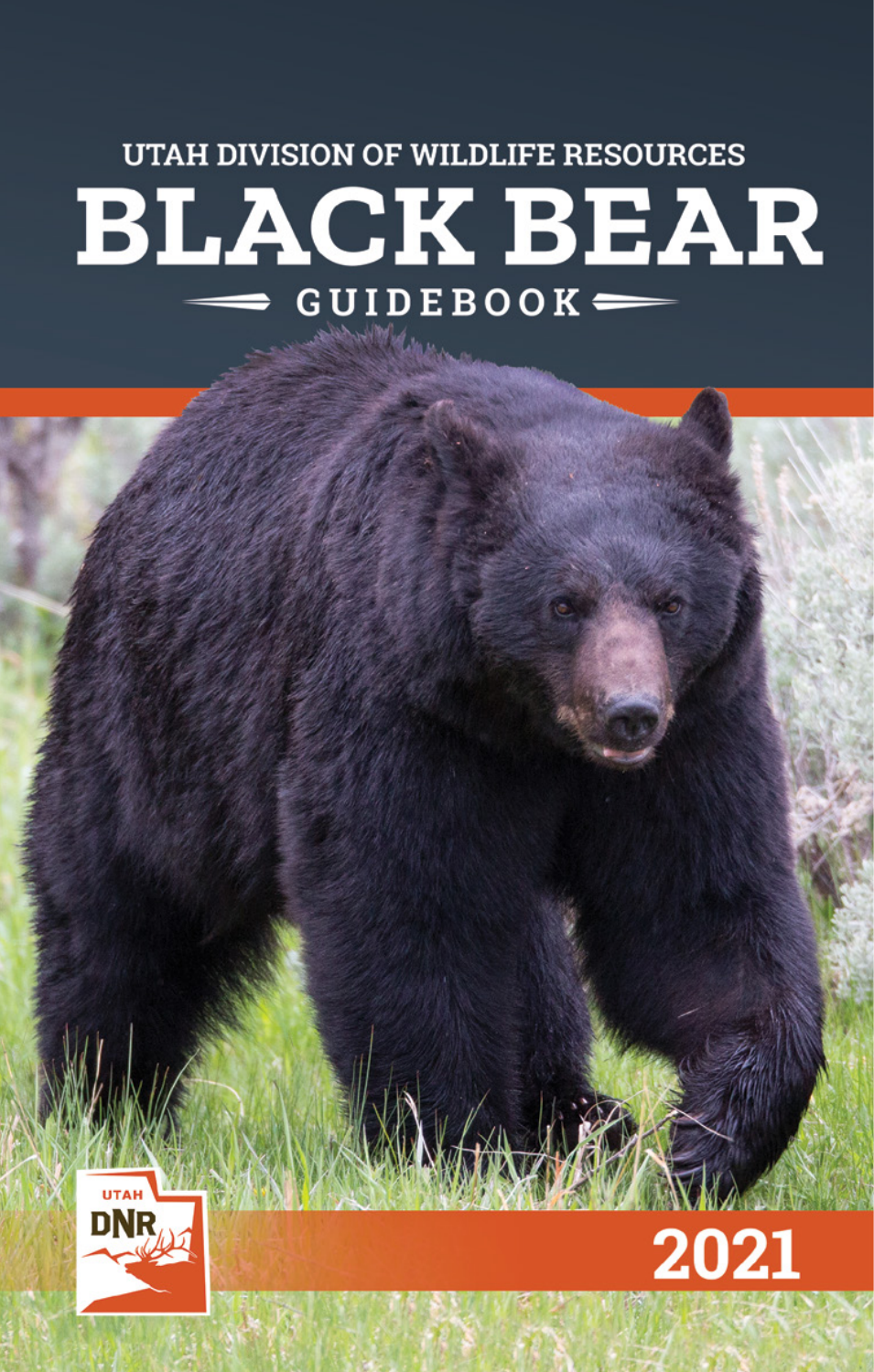UTAH DIVISION OF WILDLIFE RESOURCES

# BLACK BEAR

## GUIDEBOOK

UTAH DNR

2021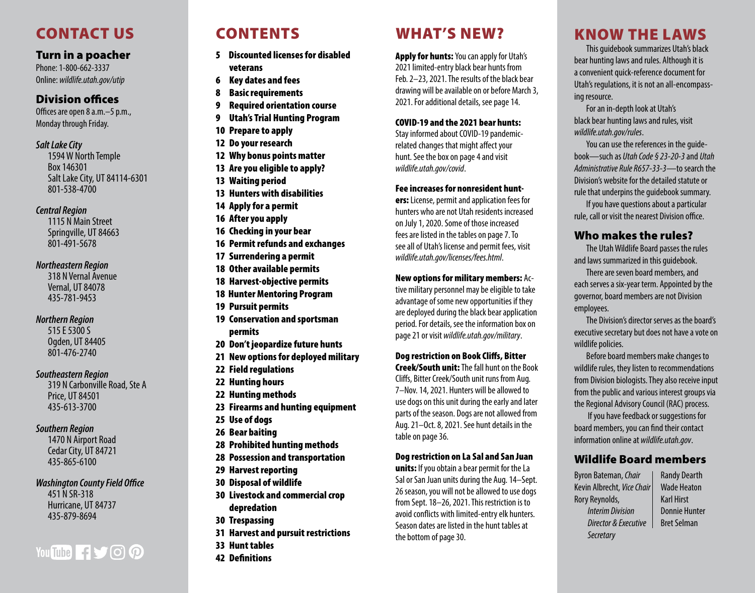# CONTACT US

## Turn in a poacher

Phone: 1-800-662-3337
Online: *wildlife.utah.gov/utip*

## Division offices

Offices are open 8 a.m.–5 p.m., Monday through Friday.

*Salt Lake City*
1594 W North Temple
Box 146301
Salt Lake City, UT 84114-6301
801-538-4700

*Central Region*
1115 N Main Street
Springville, UT 84663
801-491-5678

*Northeastern Region*
318 N Vernal Avenue
Vernal, UT 84078
435-781-9453

*Northern Region*
515 E 5300 S
Ogden, UT 84405
801-476-2740

*Southeastern Region*
319 N Carbonville Road, Ste A
Price, UT 84501
435-613-3700

*Southern Region*
1470 N Airport Road
Cedar City, UT 84721
435-865-6100

*Washington County Field Office*
451 N SR-318
Hurricane, UT 84737
435-879-8694

# CONTENTS

- **5 Discounted licenses for disabled veterans**
- **6 Key dates and fees**
- **8 Basic requirements**
- **9 Required orientation course**
- **9 Utah's Trial Hunting Program**
- **10 Prepare to apply**
- **12 Do your research**
- **12 Why bonus points matter**
- **13 Are you eligible to apply?**
- **13 Waiting period**
- **13 Hunters with disabilities**
- **14 Apply for a permit**
- **16 After you apply**
- **16 Checking in your bear**
- **16 Permit refunds and exchanges**
- **17 Surrendering a permit**
- **18 Other available permits**
- **18 Harvest-objective permits**
- **18 Hunter Mentoring Program**
- **19 Pursuit permits**
- **19 Conservation and sportsman permits**
- **20 Don't jeopardize future hunts**
- **21 New options for deployed military**
- **22 Field regulations**
- **22 Hunting hours**
- **22 Hunting methods**
- **23 Firearms and hunting equipment**
- **25 Use of dogs**
- **26 Bear baiting**
- **28 Prohibited hunting methods**
- **28 Possession and transportation**
- **29 Harvest reporting**
- **30 Disposal of wildlife**
- **30 Livestock and commercial crop depredation**
- **30 Trespassing**
- **31 Harvest and pursuit restrictions**
- **33 Hunt tables**
- **42 Definitions**

# WHAT'S NEW?

**Apply for hunts:** You can apply for Utah's 2021 limited-entry black bear hunts from Feb. 2–23, 2021. The results of the black bear drawing will be available on or before March 3, 2021. For additional details, see page 14.

**COVID-19 and the 2021 bear hunts:** Stay informed about COVID-19 pandemic-related changes that might affect your hunt. See the box on page 4 and visit *wildlife.utah.gov/covid*.

**Fee increases for nonresident hunters:** License, permit and application fees for hunters who are not Utah residents increased on July 1, 2020. Some of those increased fees are listed in the tables on page 7. To see all of Utah's license and permit fees, visit *wildlife.utah.gov/licenses/fees.html*.

**New options for military members:** Active military personnel may be eligible to take advantage of some new opportunities if they are deployed during the black bear application period. For details, see the information box on page 21 or visit *wildlife.utah.gov/military*.

**Dog restriction on Book Cliffs, Bitter Creek/South unit:** The fall hunt on the Book Cliffs, Bitter Creek/South unit runs from Aug. 7–Nov. 14, 2021. Hunters will be allowed to use dogs on this unit during the early and later parts of the season. Dogs are not allowed from Aug. 21–Oct. 8, 2021. See hunt details in the table on page 36.

**Dog restriction on La Sal and San Juan units:** If you obtain a bear permit for the La Sal or San Juan units during the Aug. 14–Sept. 26 season, you will not be allowed to use dogs from Sept. 18–26, 2021. This restriction is to avoid conflicts with limited-entry elk hunters. Season dates are listed in the hunt tables at the bottom of page 30.

# KNOW THE LAWS

This guidebook summarizes Utah's black bear hunting laws and rules. Although it is a convenient quick-reference document for Utah's regulations, it is not an all-encompassing resource.

For an in-depth look at Utah's black bear hunting laws and rules, visit *wildlife.utah.gov/rules*.

You can use the references in the guidebook—such as *Utah Code § 23-20-3* and *Utah Administrative Rule R657-33-3*—to search the Division's website for the detailed statute or rule that underpins the guidebook summary.

If you have questions about a particular rule, call or visit the nearest Division office.

## Who makes the rules?

The Utah Wildlife Board passes the rules and laws summarized in this guidebook.

There are seven board members, and each serves a six-year term. Appointed by the governor, board members are not Division employees.

The Division's director serves as the board's executive secretary but does not have a vote on wildlife policies.

Before board members make changes to wildlife rules, they listen to recommendations from Division biologists. They also receive input from the public and various interest groups via the Regional Advisory Council (RAC) process.

If you have feedback or suggestions for board members, you can find their contact information online at *wildlife.utah.gov*.

## Wildlife Board members

- Byron Bateman, *Chair*
- Kevin Albrecht, *Vice Chair*
- Rory Reynolds, *Interim Division Director & Executive Secretary*
- Randy Dearth
- Wade Heaton
- Karl Hirst
- Donnie Hunter
- Bret Selman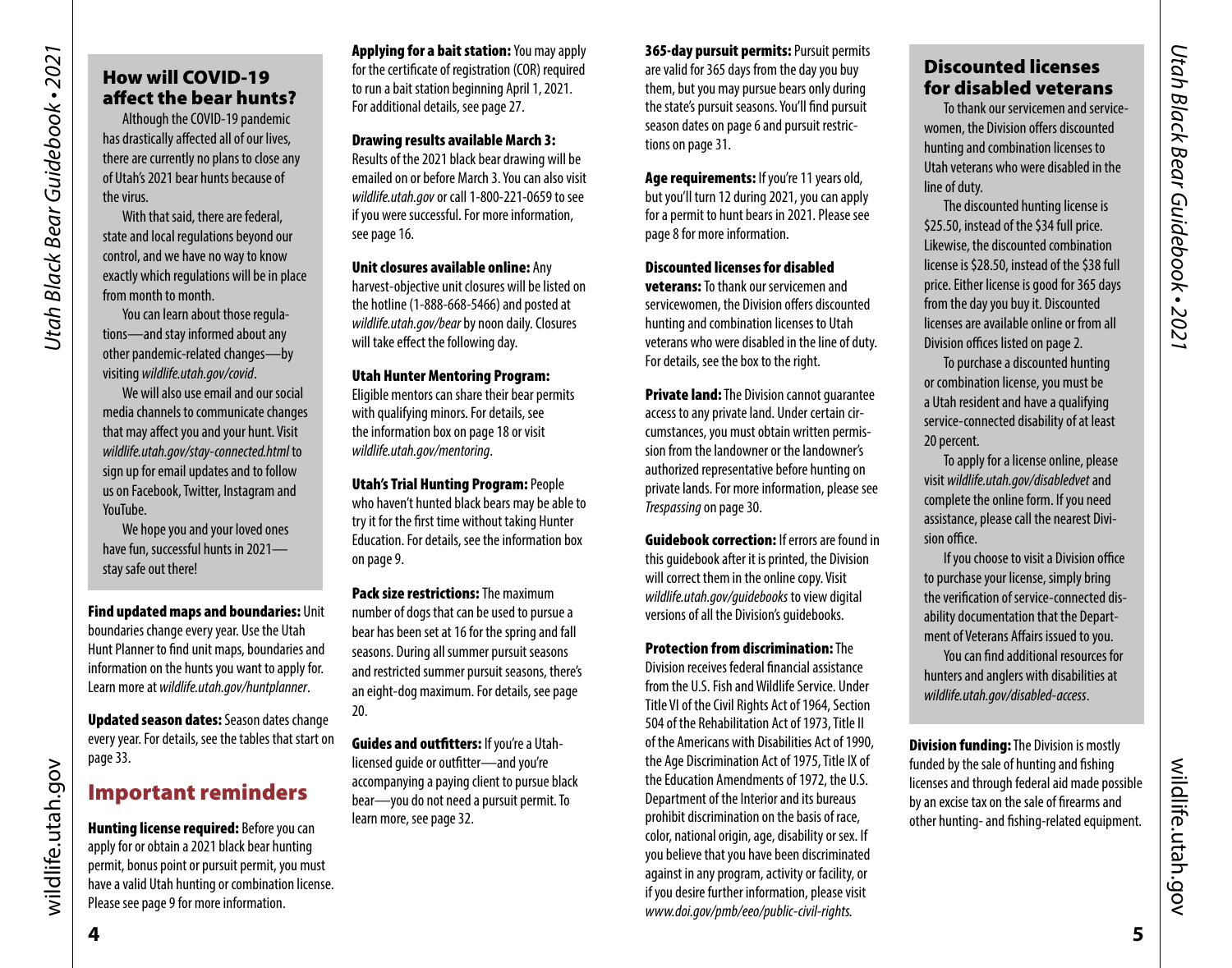## How will COVID-19 affect the bear hunts?

Although the COVID-19 pandemic has drastically affected all of our lives, there are currently no plans to close any of Utah's 2021 bear hunts because of the virus.

With that said, there are federal, state and local regulations beyond our control, and we have no way to know exactly which regulations will be in place from month to month.

You can learn about those regulations—and stay informed about any other pandemic-related changes—by visiting *wildlife.utah.gov/covid*.

We will also use email and our social media channels to communicate changes that may affect you and your hunt. Visit *wildlife.utah.gov/stay-connected.html* to sign up for email updates and to follow us on Facebook, Twitter, Instagram and YouTube.

We hope you and your loved ones have fun, successful hunts in 2021—stay safe out there!

**Find updated maps and boundaries:** Unit boundaries change every year. Use the Utah Hunt Planner to find unit maps, boundaries and information on the hunts you want to apply for. Learn more at *wildlife.utah.gov/huntplanner*.

**Updated season dates:** Season dates change every year. For details, see the tables that start on page 33.

## Important reminders

**Hunting license required:** Before you can apply for or obtain a 2021 black bear hunting permit, bonus point or pursuit permit, you must have a valid Utah hunting or combination license. Please see page 9 for more information.

**Applying for a bait station:** You may apply for the certificate of registration (COR) required to run a bait station beginning April 1, 2021. For additional details, see page 27.

**Drawing results available March 3:** Results of the 2021 black bear drawing will be emailed on or before March 3. You can also visit *wildlife.utah.gov* or call 1-800-221-0659 to see if you were successful. For more information, see page 16.

**Unit closures available online:** Any harvest-objective unit closures will be listed on the hotline (1-888-668-5466) and posted at *wildlife.utah.gov/bear* by noon daily. Closures will take effect the following day.

**Utah Hunter Mentoring Program:** Eligible mentors can share their bear permits with qualifying minors. For details, see the information box on page 18 or visit *wildlife.utah.gov/mentoring*.

**Utah's Trial Hunting Program:** People who haven't hunted black bears may be able to try it for the first time without taking Hunter Education. For details, see the information box on page 9.

**Pack size restrictions:** The maximum number of dogs that can be used to pursue a bear has been set at 16 for the spring and fall seasons. During all summer pursuit seasons and restricted summer pursuit seasons, there's an eight-dog maximum. For details, see page 20.

**Guides and outfitters:** If you're a Utah-licensed guide or outfitter—and you're accompanying a paying client to pursue black bear—you do not need a pursuit permit. To learn more, see page 32.

**365-day pursuit permits:** Pursuit permits are valid for 365 days from the day you buy them, but you may pursue bears only during the state's pursuit seasons. You'll find pursuit season dates on page 6 and pursuit restrictions on page 31.

**Age requirements:** If you're 11 years old, but you'll turn 12 during 2021, you can apply for a permit to hunt bears in 2021. Please see page 8 for more information.

**Discounted licenses for disabled veterans:** To thank our servicemen and servicewomen, the Division offers discounted hunting and combination licenses to Utah veterans who were disabled in the line of duty. For details, see the box to the right.

**Private land:** The Division cannot guarantee access to any private land. Under certain circumstances, you must obtain written permission from the landowner or the landowner's authorized representative before hunting on private lands. For more information, please see *Trespassing* on page 30.

**Guidebook correction:** If errors are found in this guidebook after it is printed, the Division will correct them in the online copy. Visit *wildlife.utah.gov/guidebooks* to view digital versions of all the Division's guidebooks.

**Protection from discrimination:** The Division receives federal financial assistance from the U.S. Fish and Wildlife Service. Under Title VI of the Civil Rights Act of 1964, Section 504 of the Rehabilitation Act of 1973, Title II of the Americans with Disabilities Act of 1990, the Age Discrimination Act of 1975, Title IX of the Education Amendments of 1972, the U.S. Department of the Interior and its bureaus prohibit discrimination on the basis of race, color, national origin, age, disability or sex. If you believe that you have been discriminated against in any program, activity or facility, or if you desire further information, please visit *www.doi.gov/pmb/eeo/public-civil-rights.*

## Discounted licenses for disabled veterans

To thank our servicemen and servicewomen, the Division offers discounted hunting and combination licenses to Utah veterans who were disabled in the line of duty.

The discounted hunting license is \$25.50, instead of the \$34 full price. Likewise, the discounted combination license is \$28.50, instead of the \$38 full price. Either license is good for 365 days from the day you buy it. Discounted licenses are available online or from all Division offices listed on page 2.

To purchase a discounted hunting or combination license, you must be a Utah resident and have a qualifying service-connected disability of at least 20 percent.

To apply for a license online, please visit *wildlife.utah.gov/disabledvet* and complete the online form. If you need assistance, please call the nearest Division office.

If you choose to visit a Division office to purchase your license, simply bring the verification of service-connected disability documentation that the Department of Veterans Affairs issued to you.

You can find additional resources for hunters and anglers with disabilities at *wildlife.utah.gov/disabled-access*.

**Division funding:** The Division is mostly funded by the sale of hunting and fishing licenses and through federal aid made possible by an excise tax on the sale of firearms and other hunting- and fishing-related equipment.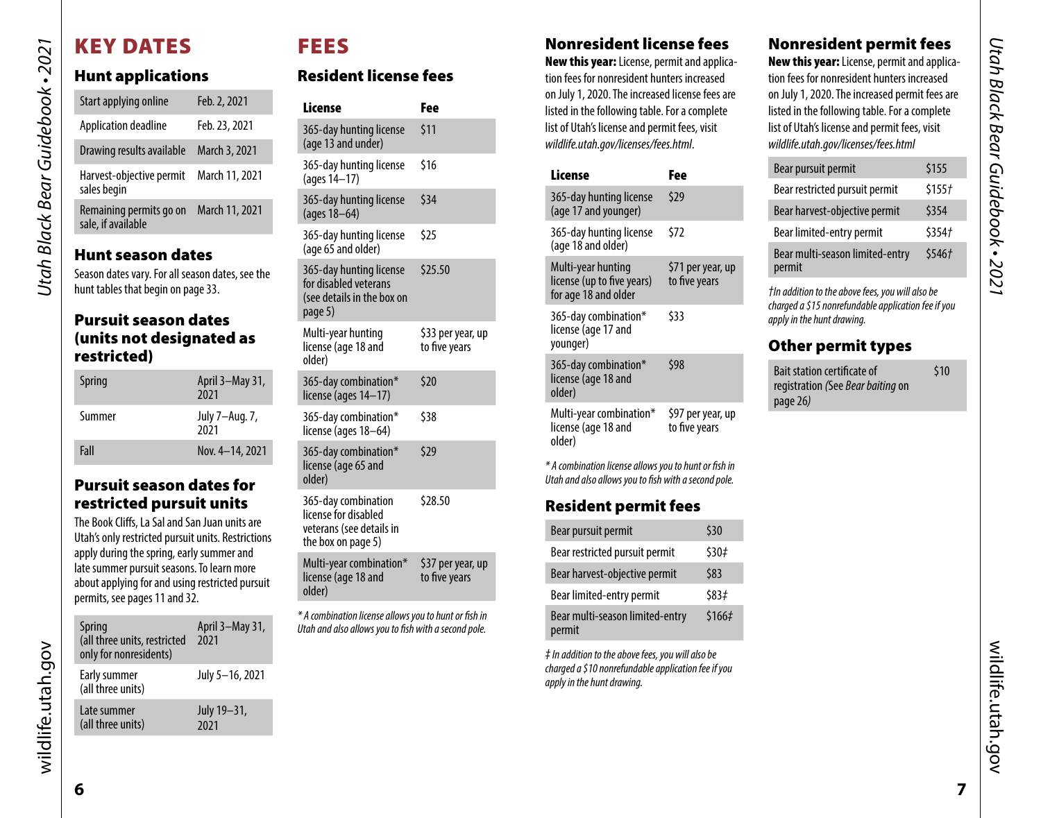# KEY DATES

## Hunt applications

| | |
|---|---|
| Start applying online | Feb. 2, 2021 |
| Application deadline | Feb. 23, 2021 |
| Drawing results available | March 3, 2021 |
| Harvest-objective permit sales begin | March 11, 2021 |
| Remaining permits go on sale, if available | March 11, 2021 |

## Hunt season dates

Season dates vary. For all season dates, see the hunt tables that begin on page 33.

## Pursuit season dates (units not designated as restricted)

| | |
|---|---|
| Spring | April 3–May 31, 2021 |
| Summer | July 7–Aug. 7, 2021 |
| Fall | Nov. 4–14, 2021 |

## Pursuit season dates for restricted pursuit units

The Book Cliffs, La Sal and San Juan units are Utah's only restricted pursuit units. Restrictions apply during the spring, early summer and late summer pursuit seasons. To learn more about applying for and using restricted pursuit permits, see pages 11 and 32.

| | |
|---|---|
| Spring (all three units, restricted only for nonresidents) | April 3–May 31, 2021 |
| Early summer (all three units) | July 5–16, 2021 |
| Late summer (all three units) | July 19–31, 2021 |

# FEES

## Resident license fees

| License | Fee |
|---|---|
| 365-day hunting license (age 13 and under) | $11 |
| 365-day hunting license (ages 14–17) | $16 |
| 365-day hunting license (ages 18–64) | $34 |
| 365-day hunting license (age 65 and older) | $25 |
| 365-day hunting license for disabled veterans (see details in the box on page 5) | $25.50 |
| Multi-year hunting license (age 18 and older) | $33 per year, up to five years |
| 365-day combination* license (ages 14–17) | $20 |
| 365-day combination* license (ages 18–64) | $38 |
| 365-day combination* license (age 65 and older) | $29 |
| 365-day combination license for disabled veterans (see details in the box on page 5) | $28.50 |
| Multi-year combination* license (age 18 and older) | $37 per year, up to five years |

*\* A combination license allows you to hunt or fish in Utah and also allows you to fish with a second pole.*

## Nonresident license fees

**New this year:** License, permit and application fees for nonresident hunters increased on July 1, 2020. The increased license fees are listed in the following table. For a complete list of Utah's license and permit fees, visit *wildlife.utah.gov/licenses/fees.html*.

| License | Fee |
|---|---|
| 365-day hunting license (age 17 and younger) | $29 |
| 365-day hunting license (age 18 and older) | $72 |
| Multi-year hunting license (up to five years) for age 18 and older | $71 per year, up to five years |
| 365-day combination* license (age 17 and younger) | $33 |
| 365-day combination* license (age 18 and older) | $98 |
| Multi-year combination* license (age 18 and older) | $97 per year, up to five years |

*\* A combination license allows you to hunt or fish in Utah and also allows you to fish with a second pole.*

## Resident permit fees

| | |
|---|---|
| Bear pursuit permit | $30 |
| Bear restricted pursuit permit | $30‡ |
| Bear harvest-objective permit | $83 |
| Bear limited-entry permit | $83‡ |
| Bear multi-season limited-entry permit | $166‡ |

*‡ In addition to the above fees, you will also be charged a $10 nonrefundable application fee if you apply in the hunt drawing.*

## Nonresident permit fees

**New this year:** License, permit and application fees for nonresident hunters increased on July 1, 2020. The increased permit fees are listed in the following table. For a complete list of Utah's license and permit fees, visit *wildlife.utah.gov/licenses/fees.html*

| | |
|---|---|
| Bear pursuit permit | $155 |
| Bear restricted pursuit permit | $155† |
| Bear harvest-objective permit | $354 |
| Bear limited-entry permit | $354† |
| Bear multi-season limited-entry permit | $546† |

*†In addition to the above fees, you will also be charged a $15 nonrefundable application fee if you apply in the hunt drawing.*

## Other permit types

| | |
|---|---|
| Bait station certificate of registration *(See Bear baiting on page 26)* | $10 |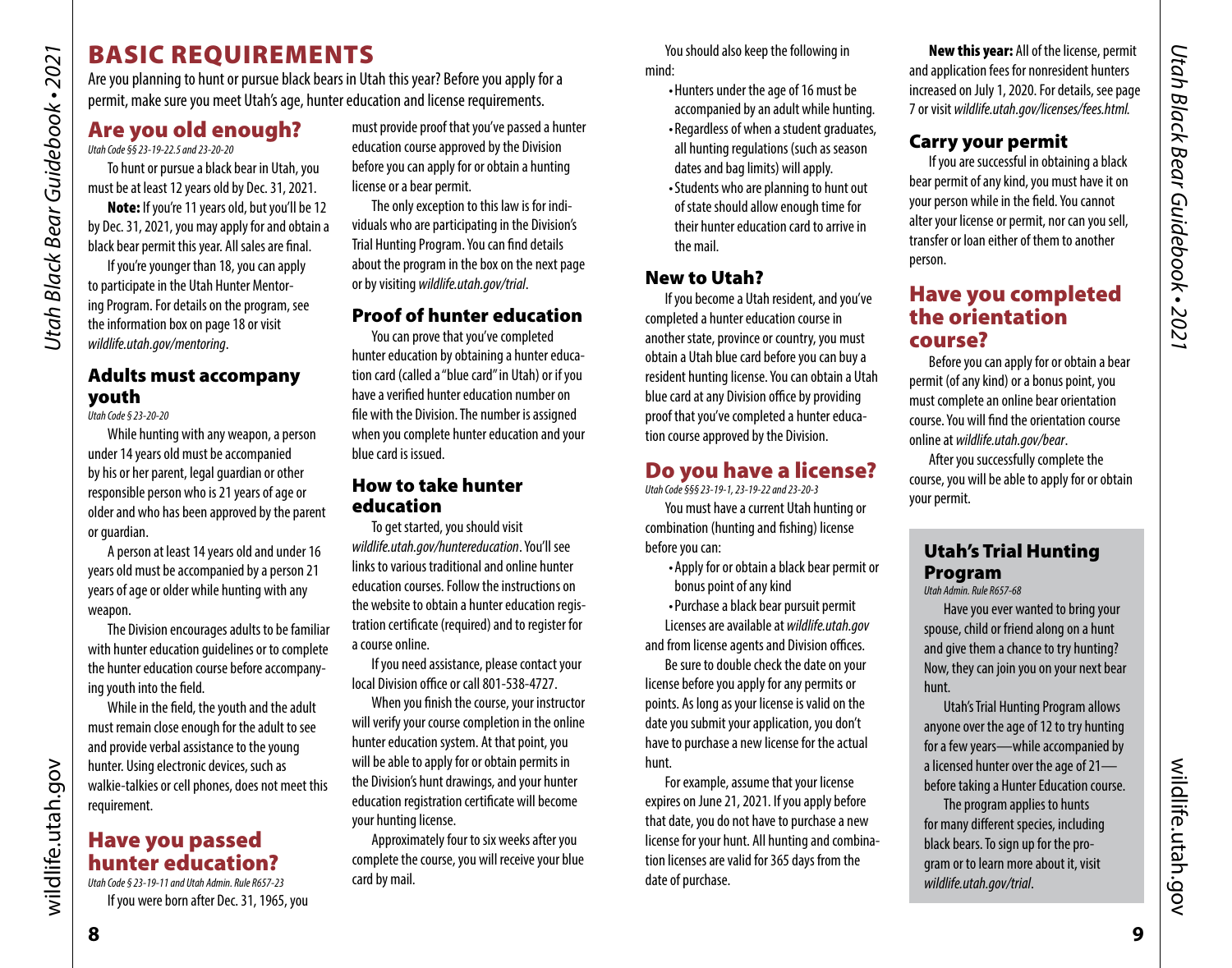# BASIC REQUIREMENTS

Are you planning to hunt or pursue black bears in Utah this year? Before you apply for a permit, make sure you meet Utah's age, hunter education and license requirements.

## Are you old enough?

*Utah Code §§ 23-19-22.5 and 23-20-20*

To hunt or pursue a black bear in Utah, you must be at least 12 years old by Dec. 31, 2021.

**Note:** If you're 11 years old, but you'll be 12 by Dec. 31, 2021, you may apply for and obtain a black bear permit this year. All sales are final.

If you're younger than 18, you can apply to participate in the Utah Hunter Mentoring Program. For details on the program, see the information box on page 18 or visit *wildlife.utah.gov/mentoring*.

### Adults must accompany youth

*Utah Code § 23-20-20*

While hunting with any weapon, a person under 14 years old must be accompanied by his or her parent, legal guardian or other responsible person who is 21 years of age or older and who has been approved by the parent or guardian.

A person at least 14 years old and under 16 years old must be accompanied by a person 21 years of age or older while hunting with any weapon.

The Division encourages adults to be familiar with hunter education guidelines or to complete the hunter education course before accompanying youth into the field.

While in the field, the youth and the adult must remain close enough for the adult to see and provide verbal assistance to the young hunter. Using electronic devices, such as walkie-talkies or cell phones, does not meet this requirement.

## Have you passed hunter education?

*Utah Code § 23-19-11 and Utah Admin. Rule R657-23*

If you were born after Dec. 31, 1965, you must provide proof that you've passed a hunter education course approved by the Division before you can apply for or obtain a hunting license or a bear permit.

The only exception to this law is for individuals who are participating in the Division's Trial Hunting Program. You can find details about the program in the box on the next page or by visiting *wildlife.utah.gov/trial*.

### Proof of hunter education

You can prove that you've completed hunter education by obtaining a hunter education card (called a "blue card" in Utah) or if you have a verified hunter education number on file with the Division. The number is assigned when you complete hunter education and your blue card is issued.

### How to take hunter education

To get started, you should visit *wildlife.utah.gov/huntereducation*. You'll see links to various traditional and online hunter education courses. Follow the instructions on the website to obtain a hunter education registration certificate (required) and to register for a course online.

If you need assistance, please contact your local Division office or call 801-538-4727.

When you finish the course, your instructor will verify your course completion in the online hunter education system. At that point, you will be able to apply for or obtain permits in the Division's hunt drawings, and your hunter education registration certificate will become your hunting license.

Approximately four to six weeks after you complete the course, you will receive your blue card by mail.

You should also keep the following in mind:

- Hunters under the age of 16 must be accompanied by an adult while hunting.
- Regardless of when a student graduates, all hunting regulations (such as season dates and bag limits) will apply.
- Students who are planning to hunt out of state should allow enough time for their hunter education card to arrive in the mail.

### New to Utah?

If you become a Utah resident, and you've completed a hunter education course in another state, province or country, you must obtain a Utah blue card before you can buy a resident hunting license. You can obtain a Utah blue card at any Division office by providing proof that you've completed a hunter education course approved by the Division.

## Do you have a license?

*Utah Code §§§ 23-19-1, 23-19-22 and 23-20-3*

You must have a current Utah hunting or combination (hunting and fishing) license before you can:

- Apply for or obtain a black bear permit or bonus point of any kind
- Purchase a black bear pursuit permit

Licenses are available at *wildlife.utah.gov* and from license agents and Division offices.

Be sure to double check the date on your license before you apply for any permits or points. As long as your license is valid on the date you submit your application, you don't have to purchase a new license for the actual hunt.

For example, assume that your license expires on June 21, 2021. If you apply before that date, you do not have to purchase a new license for your hunt. All hunting and combination licenses are valid for 365 days from the date of purchase.

**New this year:** All of the license, permit and application fees for nonresident hunters increased on July 1, 2020. For details, see page 7 or visit *wildlife.utah.gov/licenses/fees.html.*

### Carry your permit

If you are successful in obtaining a black bear permit of any kind, you must have it on your person while in the field. You cannot alter your license or permit, nor can you sell, transfer or loan either of them to another person.

## Have you completed the orientation course?

Before you can apply for or obtain a bear permit (of any kind) or a bonus point, you must complete an online bear orientation course. You will find the orientation course online at *wildlife.utah.gov/bear*.

After you successfully complete the course, you will be able to apply for or obtain your permit.

### Utah's Trial Hunting Program

*Utah Admin. Rule R657-68*

Have you ever wanted to bring your spouse, child or friend along on a hunt and give them a chance to try hunting? Now, they can join you on your next bear hunt.

Utah's Trial Hunting Program allows anyone over the age of 12 to try hunting for a few years—while accompanied by a licensed hunter over the age of 21—before taking a Hunter Education course.

The program applies to hunts for many different species, including black bears. To sign up for the program or to learn more about it, visit *wildlife.utah.gov/trial*.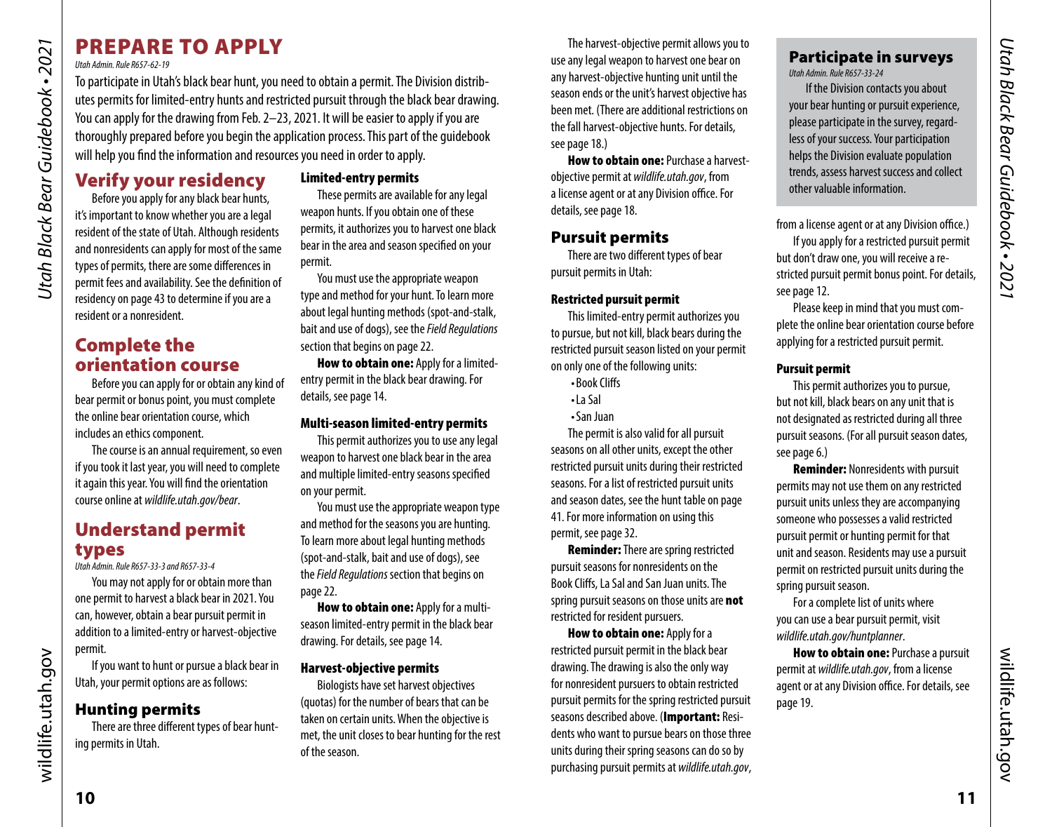# PREPARE TO APPLY

*Utah Admin. Rule R657-62-19*

To participate in Utah's black bear hunt, you need to obtain a permit. The Division distributes permits for limited-entry hunts and restricted pursuit through the black bear drawing. You can apply for the drawing from Feb. 2–23, 2021. It will be easier to apply if you are thoroughly prepared before you begin the application process. This part of the guidebook will help you find the information and resources you need in order to apply.

## Verify your residency

Before you apply for any black bear hunts, it's important to know whether you are a legal resident of the state of Utah. Although residents and nonresidents can apply for most of the same types of permits, there are some differences in permit fees and availability. See the definition of residency on page 43 to determine if you are a resident or a nonresident.

## Complete the orientation course

Before you can apply for or obtain any kind of bear permit or bonus point, you must complete the online bear orientation course, which includes an ethics component.

The course is an annual requirement, so even if you took it last year, you will need to complete it again this year. You will find the orientation course online at *wildlife.utah.gov/bear*.

## Understand permit types

*Utah Admin. Rule R657-33-3 and R657-33-4*

You may not apply for or obtain more than one permit to harvest a black bear in 2021. You can, however, obtain a bear pursuit permit in addition to a limited-entry or harvest-objective permit.

If you want to hunt or pursue a black bear in Utah, your permit options are as follows:

### Hunting permits

There are three different types of bear hunting permits in Utah.

#### Limited-entry permits

These permits are available for any legal weapon hunts. If you obtain one of these permits, it authorizes you to harvest one black bear in the area and season specified on your permit.

You must use the appropriate weapon type and method for your hunt. To learn more about legal hunting methods (spot-and-stalk, bait and use of dogs), see the *Field Regulations* section that begins on page 22.

**How to obtain one:** Apply for a limited-entry permit in the black bear drawing. For details, see page 14.

#### Multi-season limited-entry permits

This permit authorizes you to use any legal weapon to harvest one black bear in the area and multiple limited-entry seasons specified on your permit.

You must use the appropriate weapon type and method for the seasons you are hunting. To learn more about legal hunting methods (spot-and-stalk, bait and use of dogs), see the *Field Regulations* section that begins on page 22.

**How to obtain one:** Apply for a multi-season limited-entry permit in the black bear drawing. For details, see page 14.

#### Harvest-objective permits

Biologists have set harvest objectives (quotas) for the number of bears that can be taken on certain units. When the objective is met, the unit closes to bear hunting for the rest of the season.

The harvest-objective permit allows you to use any legal weapon to harvest one bear on any harvest-objective hunting unit until the season ends or the unit's harvest objective has been met. (There are additional restrictions on the fall harvest-objective hunts. For details, see page 18.)

**How to obtain one:** Purchase a harvest-objective permit at *wildlife.utah.gov*, from a license agent or at any Division office. For details, see page 18.

### Pursuit permits

There are two different types of bear pursuit permits in Utah:

#### Restricted pursuit permit

This limited-entry permit authorizes you to pursue, but not kill, black bears during the restricted pursuit season listed on your permit on only one of the following units:

- Book Cliffs
- La Sal
- San Juan

The permit is also valid for all pursuit seasons on all other units, except the other restricted pursuit units during their restricted seasons. For a list of restricted pursuit units and season dates, see the hunt table on page 41. For more information on using this permit, see page 32.

**Reminder:** There are spring restricted pursuit seasons for nonresidents on the Book Cliffs, La Sal and San Juan units. The spring pursuit seasons on those units are **not** restricted for resident pursuers.

**How to obtain one:** Apply for a restricted pursuit permit in the black bear drawing. The drawing is also the only way for nonresident pursuers to obtain restricted pursuit permits for the spring restricted pursuit seasons described above. (**Important:** Residents who want to pursue bears on those three units during their spring seasons can do so by purchasing pursuit permits at *wildlife.utah.gov*, from a license agent or at any Division office.)

If you apply for a restricted pursuit permit but don't draw one, you will receive a restricted pursuit permit bonus point. For details, see page 12.

Please keep in mind that you must complete the online bear orientation course before applying for a restricted pursuit permit.

#### Pursuit permit

This permit authorizes you to pursue, but not kill, black bears on any unit that is not designated as restricted during all three pursuit seasons. (For all pursuit season dates, see page 6.)

**Reminder:** Nonresidents with pursuit permits may not use them on any restricted pursuit units unless they are accompanying someone who possesses a valid restricted pursuit permit or hunting permit for that unit and season. Residents may use a pursuit permit on restricted pursuit units during the spring pursuit season.

For a complete list of units where you can use a bear pursuit permit, visit *wildlife.utah.gov/huntplanner*.

**How to obtain one:** Purchase a pursuit permit at *wildlife.utah.gov*, from a license agent or at any Division office. For details, see page 19.

## Participate in surveys

*Utah Admin. Rule R657-33-24*

If the Division contacts you about your bear hunting or pursuit experience, please participate in the survey, regardless of your success. Your participation helps the Division evaluate population trends, assess harvest success and collect other valuable information.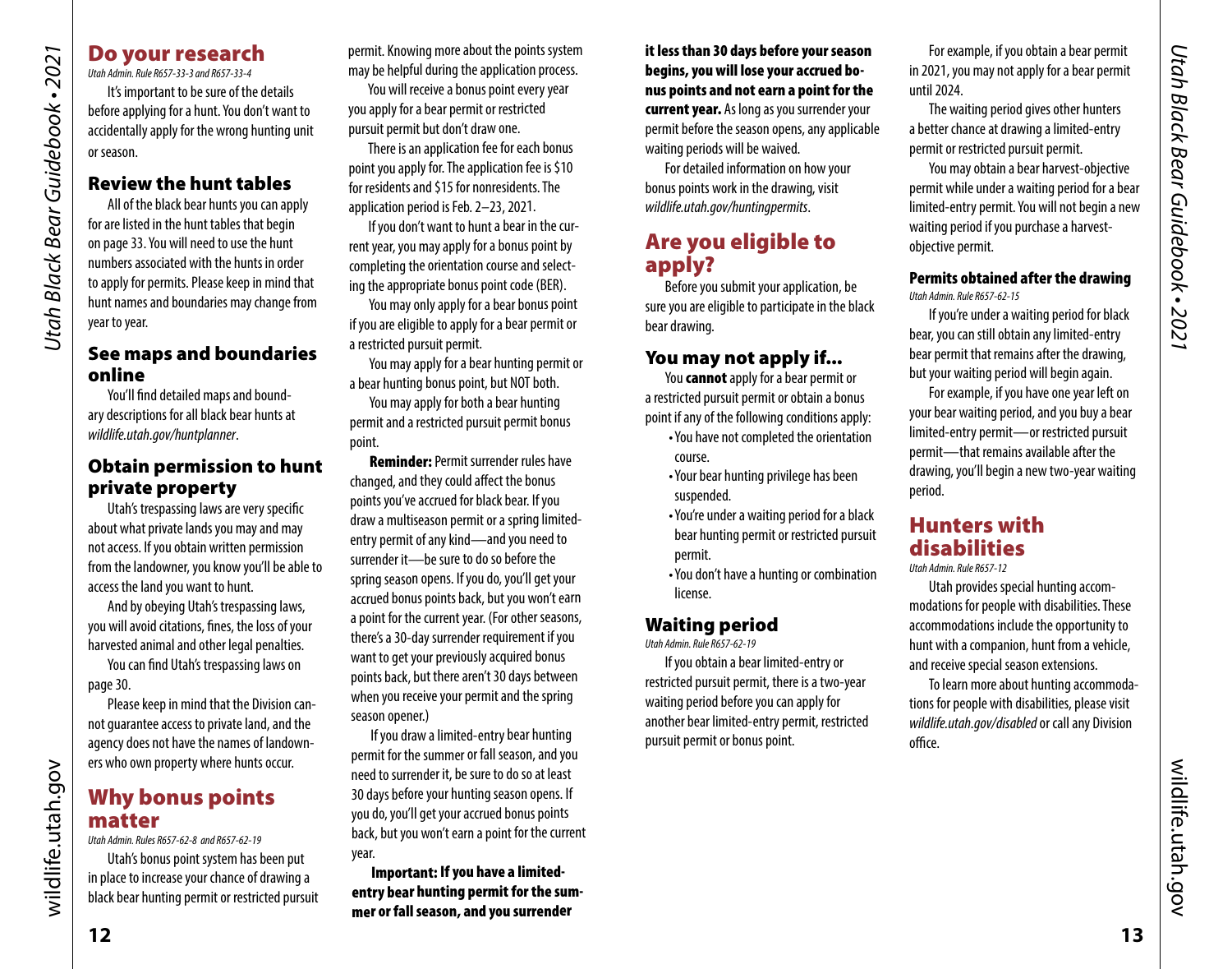## Do your research

*Utah Admin. Rule R657-33-3 and R657-33-4*

It's important to be sure of the details before applying for a hunt. You don't want to accidentally apply for the wrong hunting unit or season.

### Review the hunt tables

All of the black bear hunts you can apply for are listed in the hunt tables that begin on page 33. You will need to use the hunt numbers associated with the hunts in order to apply for permits. Please keep in mind that hunt names and boundaries may change from year to year.

### See maps and boundaries online

You'll find detailed maps and boundary descriptions for all black bear hunts at *wildlife.utah.gov/huntplanner*.

### Obtain permission to hunt private property

Utah's trespassing laws are very specific about what private lands you may and may not access. If you obtain written permission from the landowner, you know you'll be able to access the land you want to hunt.

And by obeying Utah's trespassing laws, you will avoid citations, fines, the loss of your harvested animal and other legal penalties.

You can find Utah's trespassing laws on page 30.

Please keep in mind that the Division cannot guarantee access to private land, and the agency does not have the names of landowners who own property where hunts occur.

## Why bonus points matter

*Utah Admin. Rules R657-62-8 and R657-62-19*

Utah's bonus point system has been put in place to increase your chance of drawing a black bear hunting permit or restricted pursuit permit. Knowing more about the points system may be helpful during the application process.

You will receive a bonus point every year you apply for a bear permit or restricted pursuit permit but don't draw one.

There is an application fee for each bonus point you apply for. The application fee is $10 for residents and $15 for nonresidents. The application period is Feb. 2–23, 2021.

If you don't want to hunt a bear in the current year, you may apply for a bonus point by completing the orientation course and selecting the appropriate bonus point code (BER).

You may only apply for a bear bonus point if you are eligible to apply for a bear permit or a restricted pursuit permit.

You may apply for a bear hunting permit or a bear hunting bonus point, but NOT both.

You may apply for both a bear hunting permit and a restricted pursuit permit bonus point.

**Reminder:** Permit surrender rules have changed, and they could affect the bonus points you've accrued for black bear. If you draw a multiseason permit or a spring limited-entry permit of any kind—and you need to surrender it—be sure to do so before the spring season opens. If you do, you'll get your accrued bonus points back, but you won't earn a point for the current year. (For other seasons, there's a 30-day surrender requirement if you want to get your previously acquired bonus points back, but there aren't 30 days between when you receive your permit and the spring season opener.)

If you draw a limited-entry bear hunting permit for the summer or fall season, and you need to surrender it, be sure to do so at least 30 days before your hunting season opens. If you do, you'll get your accrued bonus points back, but you won't earn a point for the current year.

**Important: If you have a limited-entry bear hunting permit for the summer or fall season, and you surrender it less than 30 days before your season begins, you will lose your accrued bonus points and not earn a point for the current year.** As long as you surrender your permit before the season opens, any applicable waiting periods will be waived.

For detailed information on how your bonus points work in the drawing, visit *wildlife.utah.gov/huntingpermits*.

## Are you eligible to apply?

Before you submit your application, be sure you are eligible to participate in the black bear drawing.

### You may not apply if...

You **cannot** apply for a bear permit or a restricted pursuit permit or obtain a bonus point if any of the following conditions apply:

- You have not completed the orientation course.
- Your bear hunting privilege has been suspended.
- You're under a waiting period for a black bear hunting permit or restricted pursuit permit.
- You don't have a hunting or combination license.

### Waiting period

*Utah Admin. Rule R657-62-19*

If you obtain a bear limited-entry or restricted pursuit permit, there is a two-year waiting period before you can apply for another bear limited-entry permit, restricted pursuit permit or bonus point.

For example, if you obtain a bear permit in 2021, you may not apply for a bear permit until 2024.

The waiting period gives other hunters a better chance at drawing a limited-entry permit or restricted pursuit permit.

You may obtain a bear harvest-objective permit while under a waiting period for a bear limited-entry permit. You will not begin a new waiting period if you purchase a harvest-objective permit.

#### Permits obtained after the drawing

*Utah Admin. Rule R657-62-15*

If you're under a waiting period for black bear, you can still obtain any limited-entry bear permit that remains after the drawing, but your waiting period will begin again.

For example, if you have one year left on your bear waiting period, and you buy a bear limited-entry permit—or restricted pursuit permit—that remains available after the drawing, you'll begin a new two-year waiting period.

## Hunters with disabilities

*Utah Admin. Rule R657-12*

Utah provides special hunting accommodations for people with disabilities. These accommodations include the opportunity to hunt with a companion, hunt from a vehicle, and receive special season extensions.

To learn more about hunting accommodations for people with disabilities, please visit *wildlife.utah.gov/disabled* or call any Division office.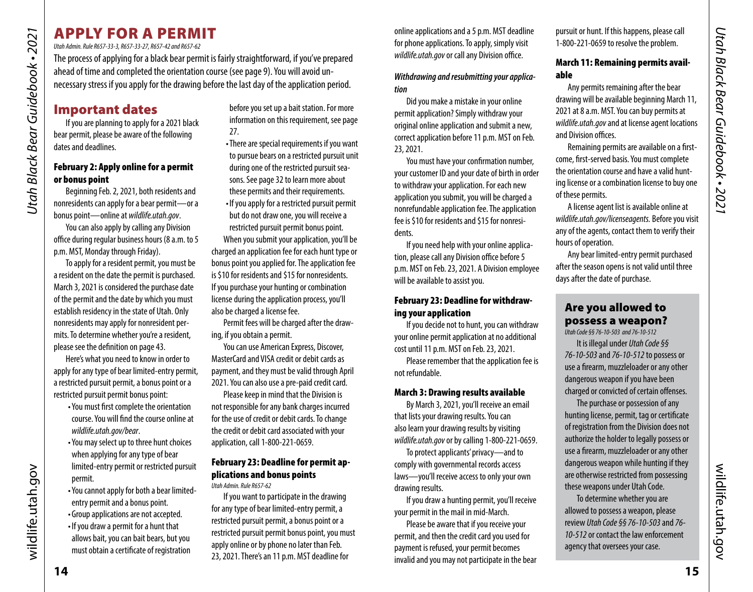# APPLY FOR A PERMIT

*Utah Admin. Rule R657-33-3, R657-33-27, R657-42 and R657-62*

The process of applying for a black bear permit is fairly straightforward, if you've prepared ahead of time and completed the orientation course (see page 9). You will avoid unnecessary stress if you apply for the drawing before the last day of the application period.

## Important dates

If you are planning to apply for a 2021 black bear permit, please be aware of the following dates and deadlines.

### February 2: Apply online for a permit or bonus point

Beginning Feb. 2, 2021, both residents and nonresidents can apply for a bear permit—or a bonus point—online at *wildlife.utah.gov*.

You can also apply by calling any Division office during regular business hours (8 a.m. to 5 p.m. MST, Monday through Friday).

To apply for a resident permit, you must be a resident on the date the permit is purchased. March 3, 2021 is considered the purchase date of the permit and the date by which you must establish residency in the state of Utah. Only nonresidents may apply for nonresident permits. To determine whether you're a resident, please see the definition on page 43.

Here's what you need to know in order to apply for any type of bear limited-entry permit, a restricted pursuit permit, a bonus point or a restricted pursuit permit bonus point:

- You must first complete the orientation course. You will find the course online at *wildlife.utah.gov/bear*.
- You may select up to three hunt choices when applying for any type of bear limited-entry permit or restricted pursuit permit.
- You cannot apply for both a bear limited-entry permit and a bonus point.
- Group applications are not accepted.
- If you draw a permit for a hunt that allows bait, you can bait bears, but you must obtain a certificate of registration before you set up a bait station. For more information on this requirement, see page 27.
- There are special requirements if you want to pursue bears on a restricted pursuit unit during one of the restricted pursuit seasons. See page 32 to learn more about these permits and their requirements.
- If you apply for a restricted pursuit permit but do not draw one, you will receive a restricted pursuit permit bonus point.

When you submit your application, you'll be charged an application fee for each hunt type or bonus point you applied for. The application fee is $10 for residents and $15 for nonresidents. If you purchase your hunting or combination license during the application process, you'll also be charged a license fee.

Permit fees will be charged after the drawing, if you obtain a permit.

You can use American Express, Discover, MasterCard and VISA credit or debit cards as payment, and they must be valid through April 2021. You can also use a pre-paid credit card.

Please keep in mind that the Division is not responsible for any bank charges incurred for the use of credit or debit cards. To change the credit or debit card associated with your application, call 1-800-221-0659.

### February 23: Deadline for permit applications and bonus points

*Utah Admin. Rule R657-62*

If you want to participate in the drawing for any type of bear limited-entry permit, a restricted pursuit permit, a bonus point or a restricted pursuit permit bonus point, you must apply online or by phone no later than Feb. 23, 2021. There's an 11 p.m. MST deadline for online applications and a 5 p.m. MST deadline for phone applications. To apply, simply visit *wildlife.utah.gov* or call any Division office.

#### *Withdrawing and resubmitting your application*

Did you make a mistake in your online permit application? Simply withdraw your original online application and submit a new, correct application before 11 p.m. MST on Feb. 23, 2021.

You must have your confirmation number, your customer ID and your date of birth in order to withdraw your application. For each new application you submit, you will be charged a nonrefundable application fee. The application fee is $10 for residents and $15 for nonresidents.

If you need help with your online application, please call any Division office before 5 p.m. MST on Feb. 23, 2021. A Division employee will be available to assist you.

### February 23: Deadline for withdrawing your application

If you decide not to hunt, you can withdraw your online permit application at no additional cost until 11 p.m. MST on Feb. 23, 2021.

Please remember that the application fee is not refundable.

### March 3: Drawing results available

By March 3, 2021, you'll receive an email that lists your drawing results. You can also learn your drawing results by visiting *wildlife.utah.gov* or by calling 1-800-221-0659.

To protect applicants' privacy—and to comply with governmental records access laws—you'll receive access to only your own drawing results.

If you draw a hunting permit, you'll receive your permit in the mail in mid-March.

Please be aware that if you receive your permit, and then the credit card you used for payment is refused, your permit becomes invalid and you may not participate in the bear pursuit or hunt. If this happens, please call 1-800-221-0659 to resolve the problem.

### March 11: Remaining permits available

Any permits remaining after the bear drawing will be available beginning March 11, 2021 at 8 a.m. MST. You can buy permits at *wildlife.utah.gov* and at license agent locations and Division offices.

Remaining permits are available on a first-come, first-served basis. You must complete the orientation course and have a valid hunting license or a combination license to buy one of these permits.

A license agent list is available online at *wildlife.utah.gov/licenseagents.* Before you visit any of the agents, contact them to verify their hours of operation.

Any bear limited-entry permit purchased after the season opens is not valid until three days after the date of purchase.

## Are you allowed to possess a weapon?

*Utah Code §§ 76-10-503 and 76-10-512*

It is illegal under *Utah Code §§ 76-10-503* and *76-10-512* to possess or use a firearm, muzzleloader or any other dangerous weapon if you have been charged or convicted of certain offenses.

The purchase or possession of any hunting license, permit, tag or certificate of registration from the Division does not authorize the holder to legally possess or use a firearm, muzzleloader or any other dangerous weapon while hunting if they are otherwise restricted from possessing these weapons under Utah Code.

To determine whether you are allowed to possess a weapon, please review *Utah Code §§ 76-10-503* and *76-10-512* or contact the law enforcement agency that oversees your case.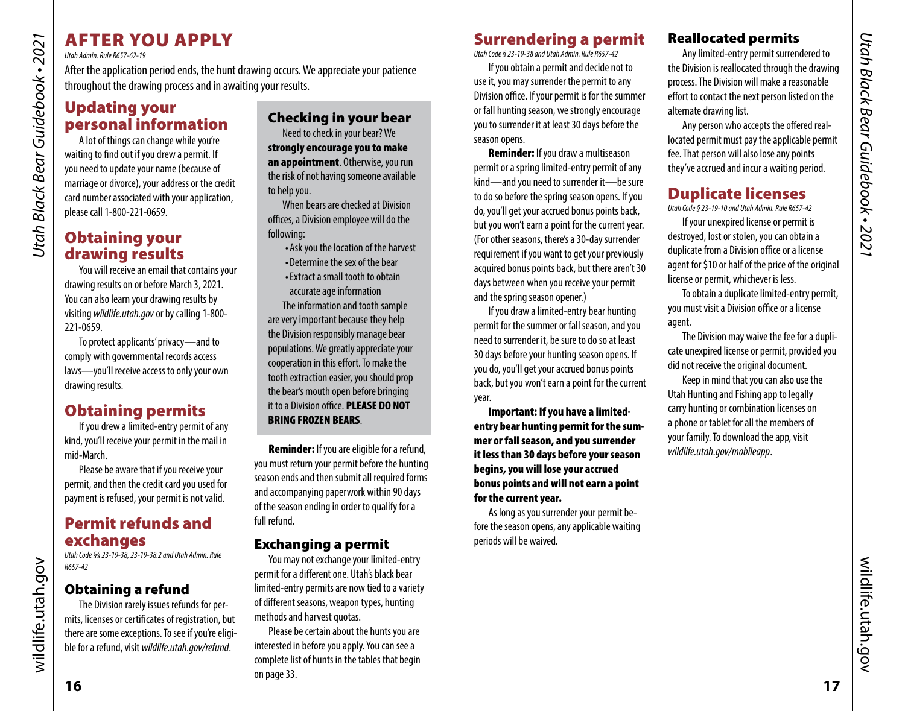# AFTER YOU APPLY

*Utah Admin. Rule R657-62-19*

After the application period ends, the hunt drawing occurs. We appreciate your patience throughout the drawing process and in awaiting your results.

## Updating your personal information

A lot of things can change while you're waiting to find out if you drew a permit. If you need to update your name (because of marriage or divorce), your address or the credit card number associated with your application, please call 1-800-221-0659.

## Obtaining your drawing results

You will receive an email that contains your drawing results on or before March 3, 2021. You can also learn your drawing results by visiting *wildlife.utah.gov* or by calling 1-800-221-0659.

To protect applicants' privacy—and to comply with governmental records access laws—you'll receive access to only your own drawing results.

## Obtaining permits

If you drew a limited-entry permit of any kind, you'll receive your permit in the mail in mid-March.

Please be aware that if you receive your permit, and then the credit card you used for payment is refused, your permit is not valid.

## Permit refunds and exchanges

*Utah Code §§ 23-19-38, 23-19-38.2 and Utah Admin. Rule R657-42*

### Obtaining a refund

The Division rarely issues refunds for permits, licenses or certificates of registration, but there are some exceptions. To see if you're eligible for a refund, visit *wildlife.utah.gov/refund*.

### Checking in your bear

Need to check in your bear? We **strongly encourage you to make an appointment**. Otherwise, you run the risk of not having someone available to help you.

When bears are checked at Division offices, a Division employee will do the following:

- Ask you the location of the harvest
- Determine the sex of the bear
- Extract a small tooth to obtain accurate age information

The information and tooth sample are very important because they help the Division responsibly manage bear populations. We greatly appreciate your cooperation in this effort. To make the tooth extraction easier, you should prop the bear's mouth open before bringing it to a Division office. **PLEASE DO NOT BRING FROZEN BEARS**.

**Reminder:** If you are eligible for a refund, you must return your permit before the hunting season ends and then submit all required forms and accompanying paperwork within 90 days of the season ending in order to qualify for a full refund.

### Exchanging a permit

You may not exchange your limited-entry permit for a different one. Utah's black bear limited-entry permits are now tied to a variety of different seasons, weapon types, hunting methods and harvest quotas.

Please be certain about the hunts you are interested in before you apply. You can see a complete list of hunts in the tables that begin on page 33.

## Surrendering a permit

*Utah Code § 23-19-38 and Utah Admin. Rule R657-42*

If you obtain a permit and decide not to use it, you may surrender the permit to any Division office. If your permit is for the summer or fall hunting season, we strongly encourage you to surrender it at least 30 days before the season opens.

**Reminder:** If you draw a multiseason permit or a spring limited-entry permit of any kind—and you need to surrender it—be sure to do so before the spring season opens. If you do, you'll get your accrued bonus points back, but you won't earn a point for the current year. (For other seasons, there's a 30-day surrender requirement if you want to get your previously acquired bonus points back, but there aren't 30 days between when you receive your permit and the spring season opener.)

If you draw a limited-entry bear hunting permit for the summer or fall season, and you need to surrender it, be sure to do so at least 30 days before your hunting season opens. If you do, you'll get your accrued bonus points back, but you won't earn a point for the current year.

**Important: If you have a limited-entry bear hunting permit for the summer or fall season, and you surrender it less than 30 days before your season begins, you will lose your accrued bonus points and will not earn a point for the current year.**

As long as you surrender your permit before the season opens, any applicable waiting periods will be waived.

### Reallocated permits

Any limited-entry permit surrendered to the Division is reallocated through the drawing process. The Division will make a reasonable effort to contact the next person listed on the alternate drawing list.

Any person who accepts the offered reallocated permit must pay the applicable permit fee. That person will also lose any points they've accrued and incur a waiting period.

## Duplicate licenses

*Utah Code § 23-19-10 and Utah Admin. Rule R657-42*

If your unexpired license or permit is destroyed, lost or stolen, you can obtain a duplicate from a Division office or a license agent for $10 or half of the price of the original license or permit, whichever is less.

To obtain a duplicate limited-entry permit, you must visit a Division office or a license agent.

The Division may waive the fee for a duplicate unexpired license or permit, provided you did not receive the original document.

Keep in mind that you can also use the Utah Hunting and Fishing app to legally carry hunting or combination licenses on a phone or tablet for all the members of your family. To download the app, visit *wildlife.utah.gov/mobileapp*.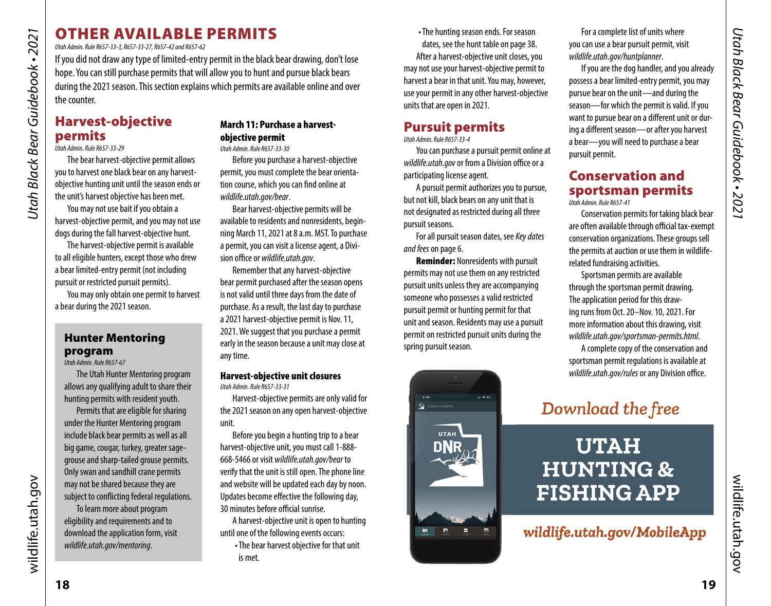# OTHER AVAILABLE PERMITS

*Utah Admin. Rule R657-33-3, R657-33-27, R657-42 and R657-62*

If you did not draw any type of limited-entry permit in the black bear drawing, don't lose hope. You can still purchase permits that will allow you to hunt and pursue black bears during the 2021 season. This section explains which permits are available online and over the counter.

## Harvest-objective permits

*Utah Admin. Rule R657-33-29*

The bear harvest-objective permit allows you to harvest one black bear on any harvest-objective hunting unit until the season ends or the unit's harvest objective has been met.

You may not use bait if you obtain a harvest-objective permit, and you may not use dogs during the fall harvest-objective hunt.

The harvest-objective permit is available to all eligible hunters, except those who drew a bear limited-entry permit (not including pursuit or restricted pursuit permits).

You may only obtain one permit to harvest a bear during the 2021 season.

### Hunter Mentoring program

*Utah Admin. Rule R657-67*

The Utah Hunter Mentoring program allows any qualifying adult to share their hunting permits with resident youth.

Permits that are eligible for sharing under the Hunter Mentoring program include black bear permits as well as all big game, cougar, turkey, greater sage-grouse and sharp-tailed grouse permits. Only swan and sandhill crane permits may not be shared because they are subject to conflicting federal regulations.

To learn more about program eligibility and requirements and to download the application form, visit *wildlife.utah.gov/mentoring*.

### March 11: Purchase a harvest-objective permit

*Utah Admin. Rule R657-33-30*

Before you purchase a harvest-objective permit, you must complete the bear orientation course, which you can find online at *wildlife.utah.gov/bear*.

Bear harvest-objective permits will be available to residents and nonresidents, beginning March 11, 2021 at 8 a.m. MST. To purchase a permit, you can visit a license agent, a Division office or *wildlife.utah.gov*.

Remember that any harvest-objective bear permit purchased after the season opens is not valid until three days from the date of purchase. As a result, the last day to purchase a 2021 harvest-objective permit is Nov. 11, 2021. We suggest that you purchase a permit early in the season because a unit may close at any time.

### Harvest-objective unit closures

*Utah Admin. Rule R657-33-31*

Harvest-objective permits are only valid for the 2021 season on any open harvest-objective unit.

Before you begin a hunting trip to a bear harvest-objective unit, you must call 1-888-668-5466 or visit *wildlife.utah.gov/bear* to verify that the unit is still open. The phone line and website will be updated each day by noon. Updates become effective the following day, 30 minutes before official sunrise.

A harvest-objective unit is open to hunting until one of the following events occurs:

- The bear harvest objective for that unit is met.
- The hunting season ends. For season dates, see the hunt table on page 38.

After a harvest-objective unit closes, you may not use your harvest-objective permit to harvest a bear in that unit. You may, however, use your permit in any other harvest-objective units that are open in 2021.

## Pursuit permits

*Utah Admin. Rule R657-33-4*

You can purchase a pursuit permit online at *wildlife.utah.gov* or from a Division office or a participating license agent.

A pursuit permit authorizes you to pursue, but not kill, black bears on any unit that is not designated as restricted during all three pursuit seasons.

For all pursuit season dates, see *Key dates and fees* on page 6.

**Reminder:** Nonresidents with pursuit permits may not use them on any restricted pursuit units unless they are accompanying someone who possesses a valid restricted pursuit permit or hunting permit for that unit and season. Residents may use a pursuit permit on restricted pursuit units during the spring pursuit season.

For a complete list of units where you can use a bear pursuit permit, visit *wildlife.utah.gov/huntplanner*.

If you are the dog handler, and you already possess a bear limited-entry permit, you may pursue bear on the unit—and during the season—for which the permit is valid. If you want to pursue bear on a different unit or during a different season—or after you harvest a bear—you will need to purchase a bear pursuit permit.

## Conservation and sportsman permits

*Utah Admin. Rule R657-41*

Conservation permits for taking black bear are often available through official tax-exempt conservation organizations. These groups sell the permits at auction or use them in wildlife-related fundraising activities.

Sportsman permits are available through the sportsman permit drawing. The application period for this drawing runs from Oct. 20–Nov. 10, 2021. For more information about this drawing, visit *wildlife.utah.gov/sportsman-permits.html*.

A complete copy of the conservation and sportsman permit regulations is available at *wildlife.utah.gov/rules* or any Division office.

*Download the free*

**UTAH HUNTING & FISHING APP**

***wildlife.utah.gov/MobileApp***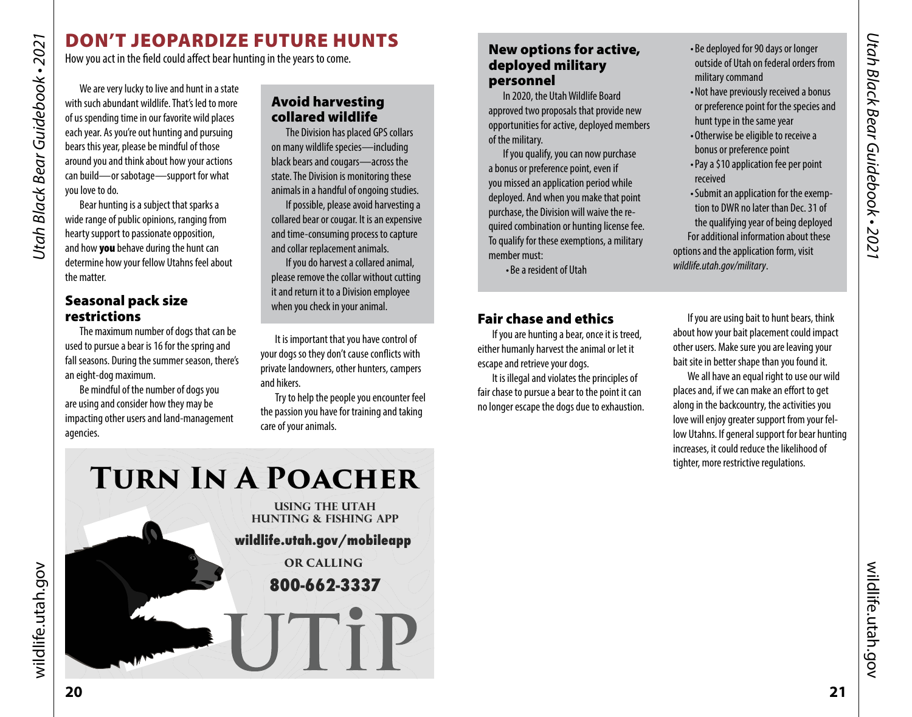# DON'T JEOPARDIZE FUTURE HUNTS

How you act in the field could affect bear hunting in the years to come.

We are very lucky to live and hunt in a state with such abundant wildlife. That's led to more of us spending time in our favorite wild places each year. As you're out hunting and pursuing bears this year, please be mindful of those around you and think about how your actions can build—or sabotage—support for what you love to do.

Bear hunting is a subject that sparks a wide range of public opinions, ranging from hearty support to passionate opposition, and how **you** behave during the hunt can determine how your fellow Utahns feel about the matter.

## Seasonal pack size restrictions

The maximum number of dogs that can be used to pursue a bear is 16 for the spring and fall seasons. During the summer season, there's an eight-dog maximum.

Be mindful of the number of dogs you are using and consider how they may be impacting other users and land-management agencies.

## Avoid harvesting collared wildlife

The Division has placed GPS collars on many wildlife species—including black bears and cougars—across the state. The Division is monitoring these animals in a handful of ongoing studies.

If possible, please avoid harvesting a collared bear or cougar. It is an expensive and time-consuming process to capture and collar replacement animals.

If you do harvest a collared animal, please remove the collar without cutting it and return it to a Division employee when you check in your animal.

It is important that you have control of your dogs so they don't cause conflicts with private landowners, other hunters, campers and hikers.

Try to help the people you encounter feel the passion you have for training and taking care of your animals.

**TURN IN A POACHER**

USING THE UTAH HUNTING & FISHING APP

**wildlife.utah.gov/mobileapp**

OR CALLING

**800-662-3337**

UTiP

## New options for active, deployed military personnel

In 2020, the Utah Wildlife Board approved two proposals that provide new opportunities for active, deployed members of the military.

If you qualify, you can now purchase a bonus or preference point, even if you missed an application period while deployed. And when you make that point purchase, the Division will waive the required combination or hunting license fee. To qualify for these exemptions, a military member must:

- Be a resident of Utah
- Be deployed for 90 days or longer outside of Utah on federal orders from military command
- Not have previously received a bonus or preference point for the species and hunt type in the same year
- Otherwise be eligible to receive a bonus or preference point
- Pay a $10 application fee per point received
- Submit an application for the exemption to DWR no later than Dec. 31 of the qualifying year of being deployed

For additional information about these options and the application form, visit *wildlife.utah.gov/military*.

## Fair chase and ethics

If you are hunting a bear, once it is treed, either humanly harvest the animal or let it escape and retrieve your dogs.

It is illegal and violates the principles of fair chase to pursue a bear to the point it can no longer escape the dogs due to exhaustion.

If you are using bait to hunt bears, think about how your bait placement could impact other users. Make sure you are leaving your bait site in better shape than you found it.

We all have an equal right to use our wild places and, if we can make an effort to get along in the backcountry, the activities you love will enjoy greater support from your fellow Utahns. If general support for bear hunting increases, it could reduce the likelihood of tighter, more restrictive regulations.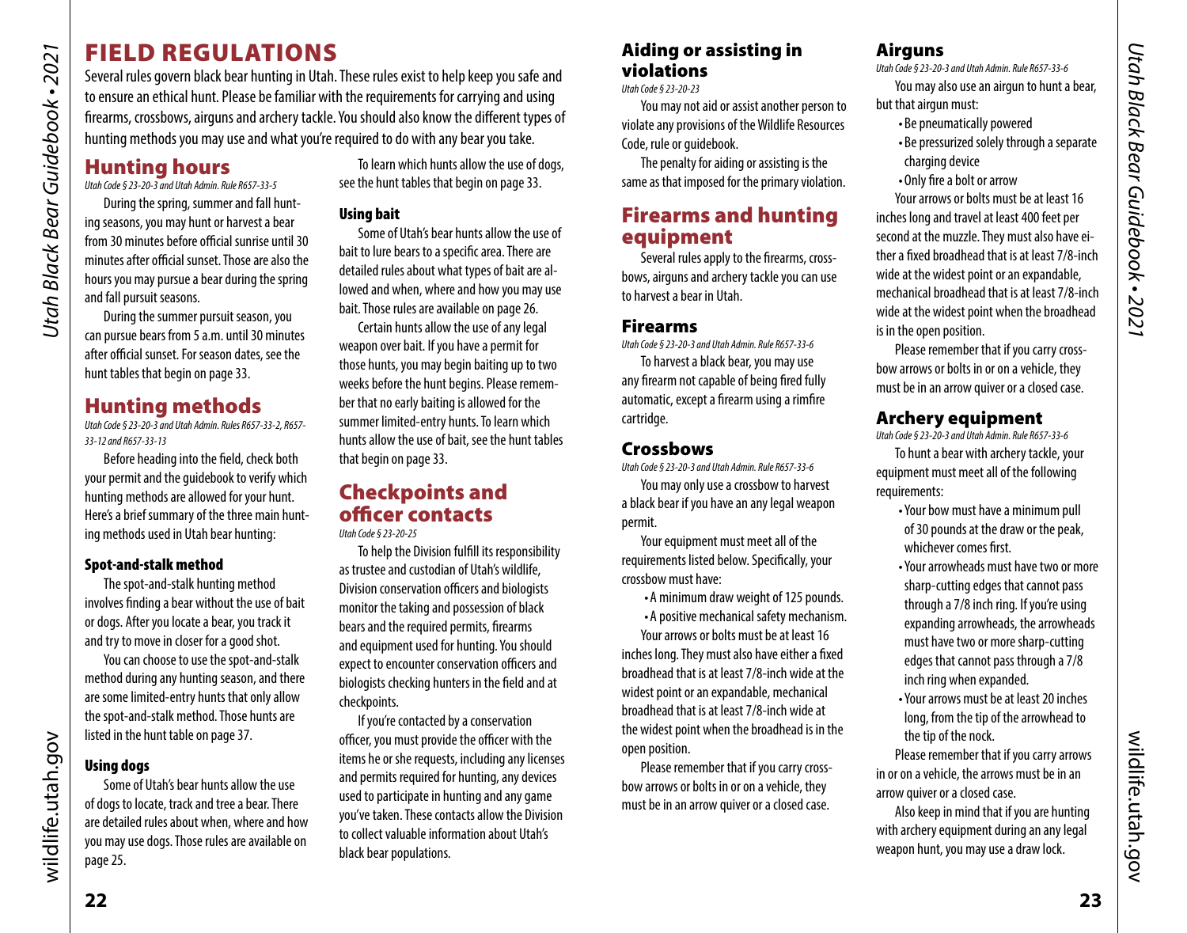# FIELD REGULATIONS

Several rules govern black bear hunting in Utah. These rules exist to help keep you safe and to ensure an ethical hunt. Please be familiar with the requirements for carrying and using firearms, crossbows, airguns and archery tackle. You should also know the different types of hunting methods you may use and what you're required to do with any bear you take.

## Hunting hours

*Utah Code § 23-20-3 and Utah Admin. Rule R657-33-5*

During the spring, summer and fall hunting seasons, you may hunt or harvest a bear from 30 minutes before official sunrise until 30 minutes after official sunset. Those are also the hours you may pursue a bear during the spring and fall pursuit seasons.

During the summer pursuit season, you can pursue bears from 5 a.m. until 30 minutes after official sunset. For season dates, see the hunt tables that begin on page 33.

## Hunting methods

*Utah Code § 23-20-3 and Utah Admin. Rules R657-33-2, R657-33-12 and R657-33-13*

Before heading into the field, check both your permit and the guidebook to verify which hunting methods are allowed for your hunt. Here's a brief summary of the three main hunting methods used in Utah bear hunting:

### Spot-and-stalk method

The spot-and-stalk hunting method involves finding a bear without the use of bait or dogs. After you locate a bear, you track it and try to move in closer for a good shot.

You can choose to use the spot-and-stalk method during any hunting season, and there are some limited-entry hunts that only allow the spot-and-stalk method. Those hunts are listed in the hunt table on page 37.

### Using dogs

Some of Utah's bear hunts allow the use of dogs to locate, track and tree a bear. There are detailed rules about when, where and how you may use dogs. Those rules are available on page 25.

To learn which hunts allow the use of dogs, see the hunt tables that begin on page 33.

### Using bait

Some of Utah's bear hunts allow the use of bait to lure bears to a specific area. There are detailed rules about what types of bait are allowed and when, where and how you may use bait. Those rules are available on page 26.

Certain hunts allow the use of any legal weapon over bait. If you have a permit for those hunts, you may begin baiting up to two weeks before the hunt begins. Please remember that no early baiting is allowed for the summer limited-entry hunts. To learn which hunts allow the use of bait, see the hunt tables that begin on page 33.

## Checkpoints and officer contacts

*Utah Code § 23-20-25*

To help the Division fulfill its responsibility as trustee and custodian of Utah's wildlife, Division conservation officers and biologists monitor the taking and possession of black bears and the required permits, firearms and equipment used for hunting. You should expect to encounter conservation officers and biologists checking hunters in the field and at checkpoints.

If you're contacted by a conservation officer, you must provide the officer with the items he or she requests, including any licenses and permits required for hunting, any devices used to participate in hunting and any game you've taken. These contacts allow the Division to collect valuable information about Utah's black bear populations.

## Aiding or assisting in violations

*Utah Code § 23-20-23*

You may not aid or assist another person to violate any provisions of the Wildlife Resources Code, rule or guidebook.

The penalty for aiding or assisting is the same as that imposed for the primary violation.

## Firearms and hunting equipment

Several rules apply to the firearms, crossbows, airguns and archery tackle you can use to harvest a bear in Utah.

### Firearms

*Utah Code § 23-20-3 and Utah Admin. Rule R657-33-6*

To harvest a black bear, you may use any firearm not capable of being fired fully automatic, except a firearm using a rimfire cartridge.

### Crossbows

*Utah Code § 23-20-3 and Utah Admin. Rule R657-33-6*

You may only use a crossbow to harvest a black bear if you have an any legal weapon permit.

Your equipment must meet all of the requirements listed below. Specifically, your crossbow must have:

- A minimum draw weight of 125 pounds.
- A positive mechanical safety mechanism.

Your arrows or bolts must be at least 16 inches long. They must also have either a fixed broadhead that is at least 7/8-inch wide at the widest point or an expandable, mechanical broadhead that is at least 7/8-inch wide at the widest point when the broadhead is in the open position.

Please remember that if you carry crossbow arrows or bolts in or on a vehicle, they must be in an arrow quiver or a closed case.

### Airguns

*Utah Code § 23-20-3 and Utah Admin. Rule R657-33-6*

You may also use an airgun to hunt a bear, but that airgun must:

- Be pneumatically powered
- Be pressurized solely through a separate charging device
- Only fire a bolt or arrow

Your arrows or bolts must be at least 16 inches long and travel at least 400 feet per second at the muzzle. They must also have either a fixed broadhead that is at least 7/8-inch wide at the widest point or an expandable, mechanical broadhead that is at least 7/8-inch wide at the widest point when the broadhead is in the open position.

Please remember that if you carry crossbow arrows or bolts in or on a vehicle, they must be in an arrow quiver or a closed case.

### Archery equipment

*Utah Code § 23-20-3 and Utah Admin. Rule R657-33-6*

To hunt a bear with archery tackle, your equipment must meet all of the following requirements:

- Your bow must have a minimum pull of 30 pounds at the draw or the peak, whichever comes first.
- Your arrowheads must have two or more sharp-cutting edges that cannot pass through a 7/8 inch ring. If you're using expanding arrowheads, the arrowheads must have two or more sharp-cutting edges that cannot pass through a 7/8 inch ring when expanded.
- Your arrows must be at least 20 inches long, from the tip of the arrowhead to the tip of the nock.

Please remember that if you carry arrows in or on a vehicle, the arrows must be in an arrow quiver or a closed case.

Also keep in mind that if you are hunting with archery equipment during an any legal weapon hunt, you may use a draw lock.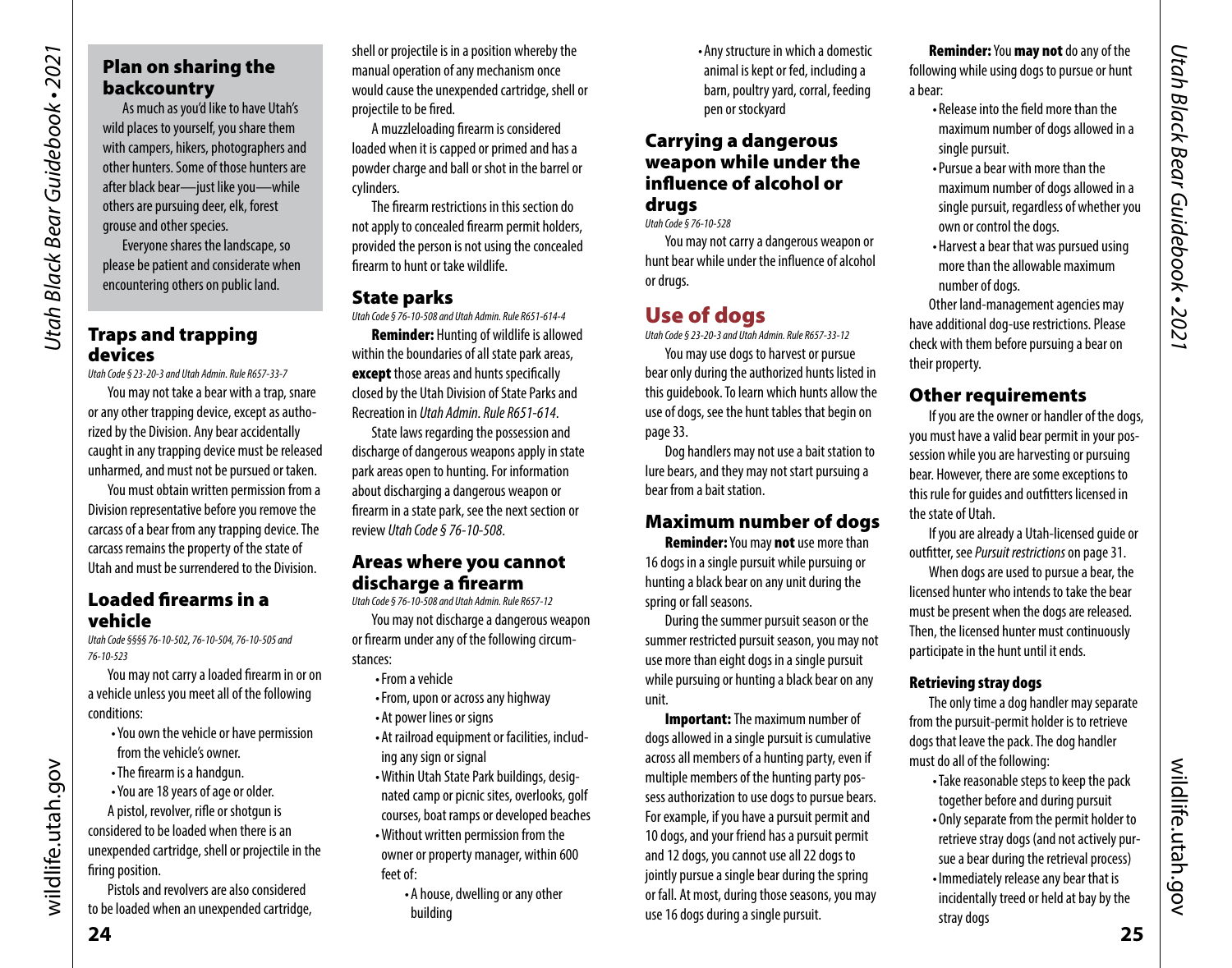## Plan on sharing the backcountry

As much as you'd like to have Utah's wild places to yourself, you share them with campers, hikers, photographers and other hunters. Some of those hunters are after black bear—just like you—while others are pursuing deer, elk, forest grouse and other species.

Everyone shares the landscape, so please be patient and considerate when encountering others on public land.

## Traps and trapping devices

*Utah Code § 23-20-3 and Utah Admin. Rule R657-33-7*

You may not take a bear with a trap, snare or any other trapping device, except as authorized by the Division. Any bear accidentally caught in any trapping device must be released unharmed, and must not be pursued or taken.

You must obtain written permission from a Division representative before you remove the carcass of a bear from any trapping device. The carcass remains the property of the state of Utah and must be surrendered to the Division.

## Loaded firearms in a vehicle

*Utah Code §§§§ 76-10-502, 76-10-504, 76-10-505 and 76-10-523*

You may not carry a loaded firearm in or on a vehicle unless you meet all of the following conditions:

- You own the vehicle or have permission from the vehicle's owner.
- The firearm is a handgun.
- You are 18 years of age or older.

A pistol, revolver, rifle or shotgun is considered to be loaded when there is an unexpended cartridge, shell or projectile in the firing position.

Pistols and revolvers are also considered to be loaded when an unexpended cartridge, shell or projectile is in a position whereby the manual operation of any mechanism once would cause the unexpended cartridge, shell or projectile to be fired.

A muzzleloading firearm is considered loaded when it is capped or primed and has a powder charge and ball or shot in the barrel or cylinders.

The firearm restrictions in this section do not apply to concealed firearm permit holders, provided the person is not using the concealed firearm to hunt or take wildlife.

## State parks

*Utah Code § 76-10-508 and Utah Admin. Rule R651-614-4*

**Reminder:** Hunting of wildlife is allowed within the boundaries of all state park areas, **except** those areas and hunts specifically closed by the Utah Division of State Parks and Recreation in *Utah Admin. Rule R651-614*.

State laws regarding the possession and discharge of dangerous weapons apply in state park areas open to hunting. For information about discharging a dangerous weapon or firearm in a state park, see the next section or review *Utah Code § 76-10-508*.

## Areas where you cannot discharge a firearm

*Utah Code § 76-10-508 and Utah Admin. Rule R657-12*

You may not discharge a dangerous weapon or firearm under any of the following circumstances:

- From a vehicle
- From, upon or across any highway
- At power lines or signs
- At railroad equipment or facilities, including any sign or signal
- Within Utah State Park buildings, designated camp or picnic sites, overlooks, golf courses, boat ramps or developed beaches
- Without written permission from the owner or property manager, within 600 feet of:
  - A house, dwelling or any other building
  - Any structure in which a domestic animal is kept or fed, including a barn, poultry yard, corral, feeding pen or stockyard

## Carrying a dangerous weapon while under the influence of alcohol or drugs

*Utah Code § 76-10-528*

You may not carry a dangerous weapon or hunt bear while under the influence of alcohol or drugs.

## Use of dogs

*Utah Code § 23-20-3 and Utah Admin. Rule R657-33-12*

You may use dogs to harvest or pursue bear only during the authorized hunts listed in this guidebook. To learn which hunts allow the use of dogs, see the hunt tables that begin on page 33.

Dog handlers may not use a bait station to lure bears, and they may not start pursuing a bear from a bait station.

## Maximum number of dogs

**Reminder:** You may **not** use more than 16 dogs in a single pursuit while pursuing or hunting a black bear on any unit during the spring or fall seasons.

During the summer pursuit season or the summer restricted pursuit season, you may not use more than eight dogs in a single pursuit while pursuing or hunting a black bear on any unit.

**Important:** The maximum number of dogs allowed in a single pursuit is cumulative across all members of a hunting party, even if multiple members of the hunting party possess authorization to use dogs to pursue bears. For example, if you have a pursuit permit and 10 dogs, and your friend has a pursuit permit and 12 dogs, you cannot use all 22 dogs to jointly pursue a single bear during the spring or fall. At most, during those seasons, you may use 16 dogs during a single pursuit.

**Reminder:** You **may not** do any of the following while using dogs to pursue or hunt a bear:

- Release into the field more than the maximum number of dogs allowed in a single pursuit.
- Pursue a bear with more than the maximum number of dogs allowed in a single pursuit, regardless of whether you own or control the dogs.
- Harvest a bear that was pursued using more than the allowable maximum number of dogs.

Other land-management agencies may have additional dog-use restrictions. Please check with them before pursuing a bear on their property.

## Other requirements

If you are the owner or handler of the dogs, you must have a valid bear permit in your possession while you are harvesting or pursuing bear. However, there are some exceptions to this rule for guides and outfitters licensed in the state of Utah.

If you are already a Utah-licensed guide or outfitter, see *Pursuit restrictions* on page 31.

When dogs are used to pursue a bear, the licensed hunter who intends to take the bear must be present when the dogs are released. Then, the licensed hunter must continuously participate in the hunt until it ends.

### Retrieving stray dogs

The only time a dog handler may separate from the pursuit-permit holder is to retrieve dogs that leave the pack. The dog handler must do all of the following:

- Take reasonable steps to keep the pack together before and during pursuit
- Only separate from the permit holder to retrieve stray dogs (and not actively pursue a bear during the retrieval process)
- Immediately release any bear that is incidentally treed or held at bay by the stray dogs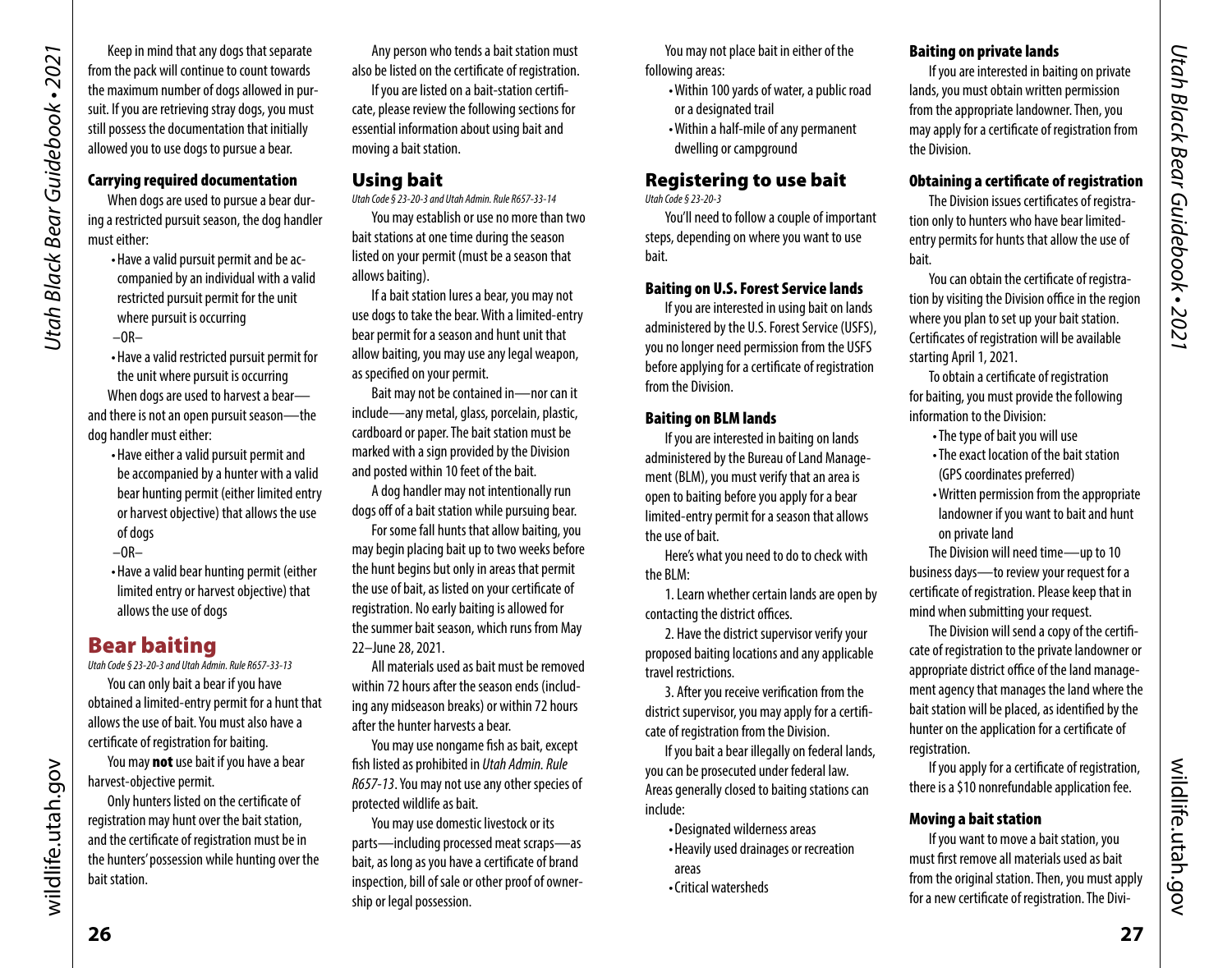Keep in mind that any dogs that separate from the pack will continue to count towards the maximum number of dogs allowed in pursuit. If you are retrieving stray dogs, you must still possess the documentation that initially allowed you to use dogs to pursue a bear.

### Carrying required documentation

When dogs are used to pursue a bear during a restricted pursuit season, the dog handler must either:

- Have a valid pursuit permit and be accompanied by an individual with a valid restricted pursuit permit for the unit where pursuit is occurring

–OR–

- Have a valid restricted pursuit permit for the unit where pursuit is occurring

When dogs are used to harvest a bear—and there is not an open pursuit season—the dog handler must either:

- Have either a valid pursuit permit and be accompanied by a hunter with a valid bear hunting permit (either limited entry or harvest objective) that allows the use of dogs

–OR–

- Have a valid bear hunting permit (either limited entry or harvest objective) that allows the use of dogs

## Bear baiting

*Utah Code § 23-20-3 and Utah Admin. Rule R657-33-13*

You can only bait a bear if you have obtained a limited-entry permit for a hunt that allows the use of bait. You must also have a certificate of registration for baiting.

You may **not** use bait if you have a bear harvest-objective permit.

Only hunters listed on the certificate of registration may hunt over the bait station, and the certificate of registration must be in the hunters' possession while hunting over the bait station.

Any person who tends a bait station must also be listed on the certificate of registration.

If you are listed on a bait-station certificate, please review the following sections for essential information about using bait and moving a bait station.

## Using bait

*Utah Code § 23-20-3 and Utah Admin. Rule R657-33-14*

You may establish or use no more than two bait stations at one time during the season listed on your permit (must be a season that allows baiting).

If a bait station lures a bear, you may not use dogs to take the bear. With a limited-entry bear permit for a season and hunt unit that allow baiting, you may use any legal weapon, as specified on your permit.

Bait may not be contained in—nor can it include—any metal, glass, porcelain, plastic, cardboard or paper. The bait station must be marked with a sign provided by the Division and posted within 10 feet of the bait.

A dog handler may not intentionally run dogs off of a bait station while pursuing bear.

For some fall hunts that allow baiting, you may begin placing bait up to two weeks before the hunt begins but only in areas that permit the use of bait, as listed on your certificate of registration. No early baiting is allowed for the summer bait season, which runs from May 22–June 28, 2021.

All materials used as bait must be removed within 72 hours after the season ends (including any midseason breaks) or within 72 hours after the hunter harvests a bear.

You may use nongame fish as bait, except fish listed as prohibited in *Utah Admin. Rule R657-13*. You may not use any other species of protected wildlife as bait.

You may use domestic livestock or its parts—including processed meat scraps—as bait, as long as you have a certificate of brand inspection, bill of sale or other proof of ownership or legal possession.

You may not place bait in either of the following areas:

- Within 100 yards of water, a public road or a designated trail
- Within a half-mile of any permanent dwelling or campground

## Registering to use bait

*Utah Code § 23-20-3*

You'll need to follow a couple of important steps, depending on where you want to use bait.

### Baiting on U.S. Forest Service lands

If you are interested in using bait on lands administered by the U.S. Forest Service (USFS), you no longer need permission from the USFS before applying for a certificate of registration from the Division.

### Baiting on BLM lands

If you are interested in baiting on lands administered by the Bureau of Land Management (BLM), you must verify that an area is open to baiting before you apply for a bear limited-entry permit for a season that allows the use of bait.

Here's what you need to do to check with the BLM:

1. Learn whether certain lands are open by contacting the district offices.

2. Have the district supervisor verify your proposed baiting locations and any applicable travel restrictions.

3. After you receive verification from the district supervisor, you may apply for a certificate of registration from the Division.

If you bait a bear illegally on federal lands, you can be prosecuted under federal law. Areas generally closed to baiting stations can include:

- Designated wilderness areas
- Heavily used drainages or recreation areas
- Critical watersheds

### Baiting on private lands

If you are interested in baiting on private lands, you must obtain written permission from the appropriate landowner. Then, you may apply for a certificate of registration from the Division.

### Obtaining a certificate of registration

The Division issues certificates of registration only to hunters who have bear limited-entry permits for hunts that allow the use of bait.

You can obtain the certificate of registration by visiting the Division office in the region where you plan to set up your bait station. Certificates of registration will be available starting April 1, 2021.

To obtain a certificate of registration for baiting, you must provide the following information to the Division:

- The type of bait you will use
- The exact location of the bait station (GPS coordinates preferred)
- Written permission from the appropriate landowner if you want to bait and hunt on private land

The Division will need time—up to 10 business days—to review your request for a certificate of registration. Please keep that in mind when submitting your request.

The Division will send a copy of the certificate of registration to the private landowner or appropriate district office of the land management agency that manages the land where the bait station will be placed, as identified by the hunter on the application for a certificate of registration.

If you apply for a certificate of registration, there is a $10 nonrefundable application fee.

### Moving a bait station

If you want to move a bait station, you must first remove all materials used as bait from the original station. Then, you must apply for a new certificate of registration. The Divi-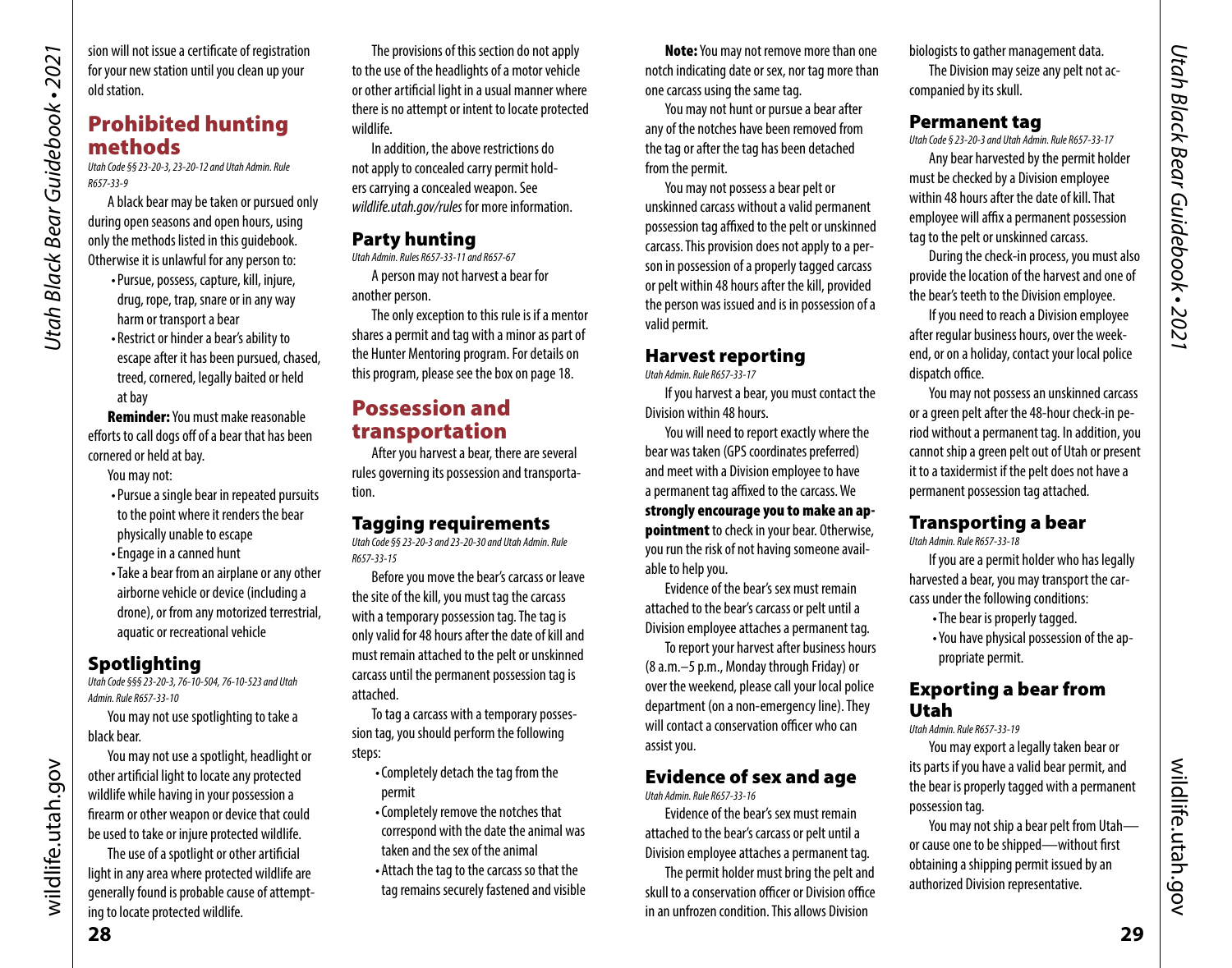sion will not issue a certificate of registration for your new station until you clean up your old station.

## Prohibited hunting methods

*Utah Code §§ 23-20-3, 23-20-12 and Utah Admin. Rule R657-33-9*

A black bear may be taken or pursued only during open seasons and open hours, using only the methods listed in this guidebook. Otherwise it is unlawful for any person to:

- Pursue, possess, capture, kill, injure, drug, rope, trap, snare or in any way harm or transport a bear
- Restrict or hinder a bear's ability to escape after it has been pursued, chased, treed, cornered, legally baited or held at bay

**Reminder:** You must make reasonable efforts to call dogs off of a bear that has been cornered or held at bay.

You may not:

- Pursue a single bear in repeated pursuits to the point where it renders the bear physically unable to escape
- Engage in a canned hunt
- Take a bear from an airplane or any other airborne vehicle or device (including a drone), or from any motorized terrestrial, aquatic or recreational vehicle

### Spotlighting

*Utah Code §§§ 23-20-3, 76-10-504, 76-10-523 and Utah Admin. Rule R657-33-10*

You may not use spotlighting to take a black bear.

You may not use a spotlight, headlight or other artificial light to locate any protected wildlife while having in your possession a firearm or other weapon or device that could be used to take or injure protected wildlife.

The use of a spotlight or other artificial light in any area where protected wildlife are generally found is probable cause of attempting to locate protected wildlife.

The provisions of this section do not apply to the use of the headlights of a motor vehicle or other artificial light in a usual manner where there is no attempt or intent to locate protected wildlife.

In addition, the above restrictions do not apply to concealed carry permit holders carrying a concealed weapon. See *wildlife.utah.gov/rules* for more information.

### Party hunting

*Utah Admin. Rules R657-33-11 and R657-67*

A person may not harvest a bear for another person.

The only exception to this rule is if a mentor shares a permit and tag with a minor as part of the Hunter Mentoring program. For details on this program, please see the box on page 18.

## Possession and transportation

After you harvest a bear, there are several rules governing its possession and transportation.

### Tagging requirements

*Utah Code §§ 23-20-3 and 23-20-30 and Utah Admin. Rule R657-33-15*

Before you move the bear's carcass or leave the site of the kill, you must tag the carcass with a temporary possession tag. The tag is only valid for 48 hours after the date of kill and must remain attached to the pelt or unskinned carcass until the permanent possession tag is attached.

To tag a carcass with a temporary possession tag, you should perform the following steps:

- Completely detach the tag from the permit
- Completely remove the notches that correspond with the date the animal was taken and the sex of the animal
- Attach the tag to the carcass so that the tag remains securely fastened and visible

**Note:** You may not remove more than one notch indicating date or sex, nor tag more than one carcass using the same tag.

You may not hunt or pursue a bear after any of the notches have been removed from the tag or after the tag has been detached from the permit.

You may not possess a bear pelt or unskinned carcass without a valid permanent possession tag affixed to the pelt or unskinned carcass. This provision does not apply to a person in possession of a properly tagged carcass or pelt within 48 hours after the kill, provided the person was issued and is in possession of a valid permit.

### Harvest reporting

*Utah Admin. Rule R657-33-17*

If you harvest a bear, you must contact the Division within 48 hours.

You will need to report exactly where the bear was taken (GPS coordinates preferred) and meet with a Division employee to have a permanent tag affixed to the carcass. We **strongly encourage you to make an appointment** to check in your bear. Otherwise, you run the risk of not having someone available to help you.

Evidence of the bear's sex must remain attached to the bear's carcass or pelt until a Division employee attaches a permanent tag.

To report your harvest after business hours (8 a.m.–5 p.m., Monday through Friday) or over the weekend, please call your local police department (on a non-emergency line). They will contact a conservation officer who can assist you.

### Evidence of sex and age

*Utah Admin. Rule R657-33-16*

Evidence of the bear's sex must remain attached to the bear's carcass or pelt until a Division employee attaches a permanent tag.

The permit holder must bring the pelt and skull to a conservation officer or Division office in an unfrozen condition. This allows Division biologists to gather management data.

The Division may seize any pelt not accompanied by its skull.

### Permanent tag

*Utah Code § 23-20-3 and Utah Admin. Rule R657-33-17*

Any bear harvested by the permit holder must be checked by a Division employee within 48 hours after the date of kill. That employee will affix a permanent possession tag to the pelt or unskinned carcass.

During the check-in process, you must also provide the location of the harvest and one of the bear's teeth to the Division employee.

If you need to reach a Division employee after regular business hours, over the weekend, or on a holiday, contact your local police dispatch office.

You may not possess an unskinned carcass or a green pelt after the 48-hour check-in period without a permanent tag. In addition, you cannot ship a green pelt out of Utah or present it to a taxidermist if the pelt does not have a permanent possession tag attached.

### Transporting a bear

*Utah Admin. Rule R657-33-18*

If you are a permit holder who has legally harvested a bear, you may transport the carcass under the following conditions:

- The bear is properly tagged.
- You have physical possession of the appropriate permit.

### Exporting a bear from Utah

*Utah Admin. Rule R657-33-19*

You may export a legally taken bear or its parts if you have a valid bear permit, and the bear is properly tagged with a permanent possession tag.

You may not ship a bear pelt from Utah—or cause one to be shipped—without first obtaining a shipping permit issued by an authorized Division representative.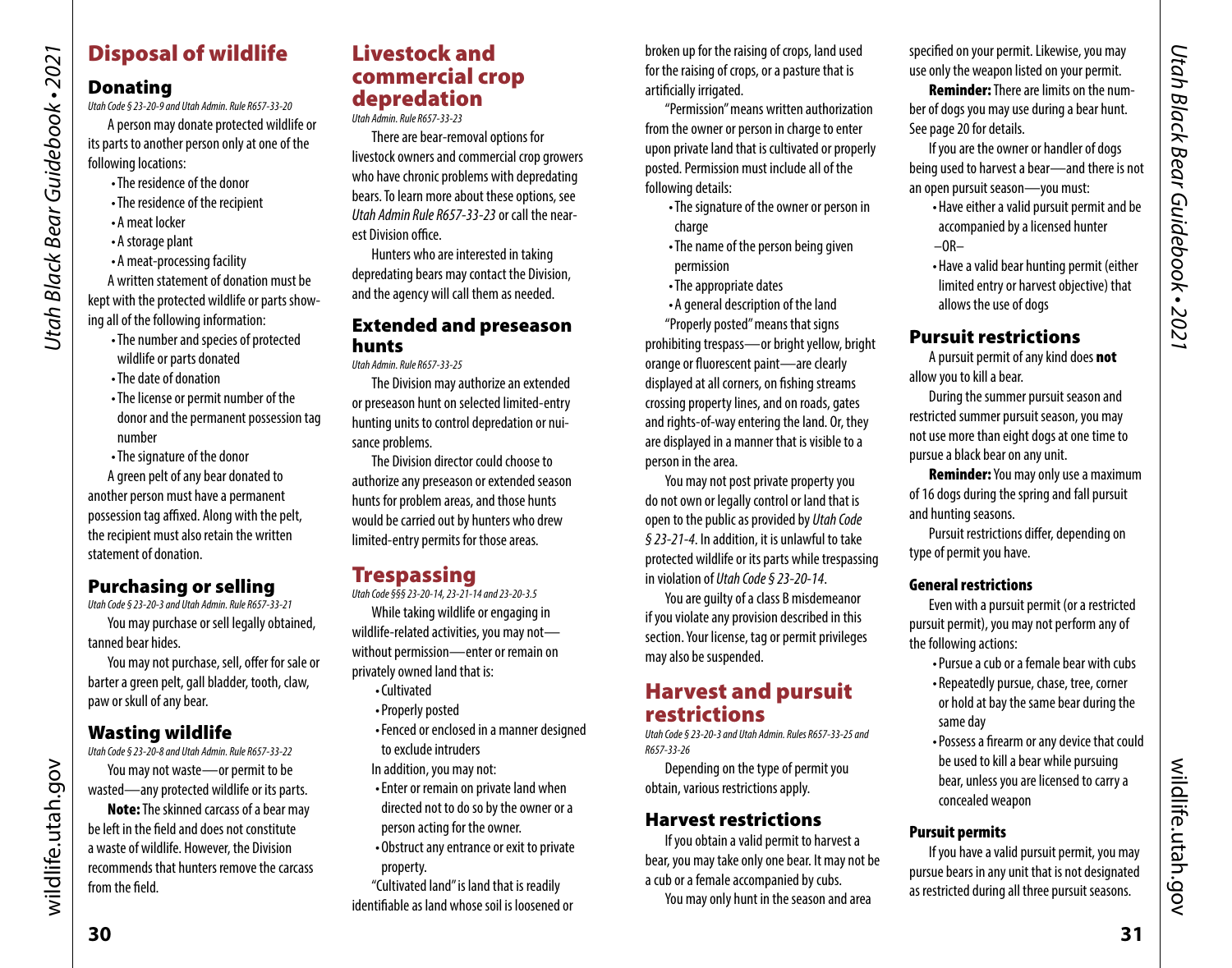## Disposal of wildlife

### Donating

*Utah Code § 23-20-9 and Utah Admin. Rule R657-33-20*

A person may donate protected wildlife or its parts to another person only at one of the following locations:

- The residence of the donor
- The residence of the recipient
- A meat locker
- A storage plant
- A meat-processing facility

A written statement of donation must be kept with the protected wildlife or parts showing all of the following information:

- The number and species of protected wildlife or parts donated
- The date of donation
- The license or permit number of the donor and the permanent possession tag number
- The signature of the donor

A green pelt of any bear donated to another person must have a permanent possession tag affixed. Along with the pelt, the recipient must also retain the written statement of donation.

### Purchasing or selling

*Utah Code § 23-20-3 and Utah Admin. Rule R657-33-21*

You may purchase or sell legally obtained, tanned bear hides.

You may not purchase, sell, offer for sale or barter a green pelt, gall bladder, tooth, claw, paw or skull of any bear.

### Wasting wildlife

*Utah Code § 23-20-8 and Utah Admin. Rule R657-33-22*

You may not waste—or permit to be wasted—any protected wildlife or its parts.

**Note:** The skinned carcass of a bear may be left in the field and does not constitute a waste of wildlife. However, the Division recommends that hunters remove the carcass from the field.

## Livestock and commercial crop depredation

*Utah Admin. Rule R657-33-23*

There are bear-removal options for livestock owners and commercial crop growers who have chronic problems with depredating bears. To learn more about these options, see *Utah Admin Rule R657-33-23* or call the nearest Division office.

Hunters who are interested in taking depredating bears may contact the Division, and the agency will call them as needed.

### Extended and preseason hunts

*Utah Admin. Rule R657-33-25*

The Division may authorize an extended or preseason hunt on selected limited-entry hunting units to control depredation or nuisance problems.

The Division director could choose to authorize any preseason or extended season hunts for problem areas, and those hunts would be carried out by hunters who drew limited-entry permits for those areas.

## Trespassing

*Utah Code §§§ 23-20-14, 23-21-14 and 23-20-3.5*

While taking wildlife or engaging in wildlife-related activities, you may not—without permission—enter or remain on privately owned land that is:

- Cultivated
- Properly posted
- Fenced or enclosed in a manner designed to exclude intruders

In addition, you may not:

- Enter or remain on private land when directed not to do so by the owner or a person acting for the owner.
- Obstruct any entrance or exit to private property.

"Cultivated land" is land that is readily identifiable as land whose soil is loosened or broken up for the raising of crops, land used for the raising of crops, or a pasture that is artificially irrigated.

"Permission" means written authorization from the owner or person in charge to enter upon private land that is cultivated or properly posted. Permission must include all of the following details:

- The signature of the owner or person in charge
- The name of the person being given permission
- The appropriate dates
- A general description of the land

"Properly posted" means that signs prohibiting trespass—or bright yellow, bright orange or fluorescent paint—are clearly displayed at all corners, on fishing streams crossing property lines, and on roads, gates and rights-of-way entering the land. Or, they are displayed in a manner that is visible to a person in the area.

You may not post private property you do not own or legally control or land that is open to the public as provided by *Utah Code § 23-21-4*. In addition, it is unlawful to take protected wildlife or its parts while trespassing in violation of *Utah Code § 23-20-14*.

You are guilty of a class B misdemeanor if you violate any provision described in this section. Your license, tag or permit privileges may also be suspended.

## Harvest and pursuit restrictions

*Utah Code § 23-20-3 and Utah Admin. Rules R657-33-25 and R657-33-26*

Depending on the type of permit you obtain, various restrictions apply.

### Harvest restrictions

If you obtain a valid permit to harvest a bear, you may take only one bear. It may not be a cub or a female accompanied by cubs.

You may only hunt in the season and area specified on your permit. Likewise, you may use only the weapon listed on your permit.

**Reminder:** There are limits on the number of dogs you may use during a bear hunt. See page 20 for details.

If you are the owner or handler of dogs being used to harvest a bear—and there is not an open pursuit season—you must:

- Have either a valid pursuit permit and be accompanied by a licensed hunter

–OR–

- Have a valid bear hunting permit (either limited entry or harvest objective) that allows the use of dogs

### Pursuit restrictions

A pursuit permit of any kind does **not** allow you to kill a bear.

During the summer pursuit season and restricted summer pursuit season, you may not use more than eight dogs at one time to pursue a black bear on any unit.

**Reminder:** You may only use a maximum of 16 dogs during the spring and fall pursuit and hunting seasons.

Pursuit restrictions differ, depending on type of permit you have.

#### General restrictions

Even with a pursuit permit (or a restricted pursuit permit), you may not perform any of the following actions:

- Pursue a cub or a female bear with cubs
- Repeatedly pursue, chase, tree, corner or hold at bay the same bear during the same day
- Possess a firearm or any device that could be used to kill a bear while pursuing bear, unless you are licensed to carry a concealed weapon

#### Pursuit permits

If you have a valid pursuit permit, you may pursue bears in any unit that is not designated as restricted during all three pursuit seasons.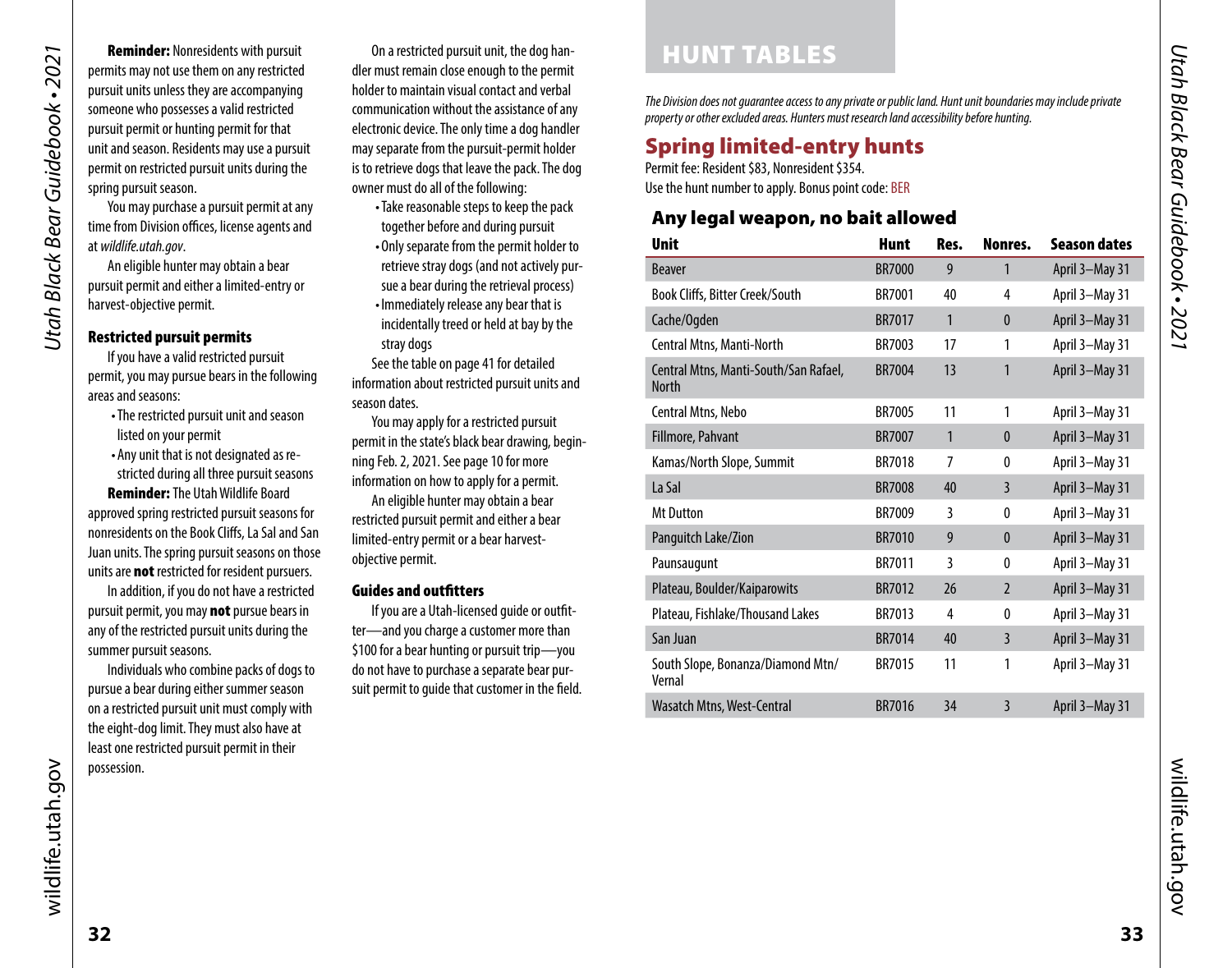**Reminder:** Nonresidents with pursuit permits may not use them on any restricted pursuit units unless they are accompanying someone who possesses a valid restricted pursuit permit or hunting permit for that unit and season. Residents may use a pursuit permit on restricted pursuit units during the spring pursuit season.

You may purchase a pursuit permit at any time from Division offices, license agents and at *wildlife.utah.gov*.

An eligible hunter may obtain a bear pursuit permit and either a limited-entry or harvest-objective permit.

### Restricted pursuit permits

If you have a valid restricted pursuit permit, you may pursue bears in the following areas and seasons:

- The restricted pursuit unit and season listed on your permit
- Any unit that is not designated as restricted during all three pursuit seasons

**Reminder:** The Utah Wildlife Board approved spring restricted pursuit seasons for nonresidents on the Book Cliffs, La Sal and San Juan units. The spring pursuit seasons on those units are **not** restricted for resident pursuers.

In addition, if you do not have a restricted pursuit permit, you may **not** pursue bears in any of the restricted pursuit units during the summer pursuit seasons.

Individuals who combine packs of dogs to pursue a bear during either summer season on a restricted pursuit unit must comply with the eight-dog limit. They must also have at least one restricted pursuit permit in their possession.

On a restricted pursuit unit, the dog handler must remain close enough to the permit holder to maintain visual contact and verbal communication without the assistance of any electronic device. The only time a dog handler may separate from the pursuit-permit holder is to retrieve dogs that leave the pack. The dog owner must do all of the following:

- Take reasonable steps to keep the pack together before and during pursuit
- Only separate from the permit holder to retrieve stray dogs (and not actively pursue a bear during the retrieval process)
- Immediately release any bear that is incidentally treed or held at bay by the stray dogs

See the table on page 41 for detailed information about restricted pursuit units and season dates.

You may apply for a restricted pursuit permit in the state's black bear drawing, beginning Feb. 2, 2021. See page 10 for more information on how to apply for a permit.

An eligible hunter may obtain a bear restricted pursuit permit and either a bear limited-entry permit or a bear harvest-objective permit.

### Guides and outfitters

If you are a Utah-licensed guide or outfitter—and you charge a customer more than $100 for a bear hunting or pursuit trip—you do not have to purchase a separate bear pursuit permit to guide that customer in the field.

# HUNT TABLES

*The Division does not guarantee access to any private or public land. Hunt unit boundaries may include private property or other excluded areas. Hunters must research land accessibility before hunting.*

## Spring limited-entry hunts

Permit fee: Resident $83, Nonresident $354.
Use the hunt number to apply. Bonus point code: BER

### Any legal weapon, no bait allowed

| Unit | Hunt | Res. | Nonres. | Season dates |
|---|---|---|---|---|
| Beaver | BR7000 | 9 | 1 | April 3–May 31 |
| Book Cliffs, Bitter Creek/South | BR7001 | 40 | 4 | April 3–May 31 |
| Cache/Ogden | BR7017 | 1 | 0 | April 3–May 31 |
| Central Mtns, Manti-North | BR7003 | 17 | 1 | April 3–May 31 |
| Central Mtns, Manti-South/San Rafael, North | BR7004 | 13 | 1 | April 3–May 31 |
| Central Mtns, Nebo | BR7005 | 11 | 1 | April 3–May 31 |
| Fillmore, Pahvant | BR7007 | 1 | 0 | April 3–May 31 |
| Kamas/North Slope, Summit | BR7018 | 7 | 0 | April 3–May 31 |
| La Sal | BR7008 | 40 | 3 | April 3–May 31 |
| Mt Dutton | BR7009 | 3 | 0 | April 3–May 31 |
| Panguitch Lake/Zion | BR7010 | 9 | 0 | April 3–May 31 |
| Paunsaugunt | BR7011 | 3 | 0 | April 3–May 31 |
| Plateau, Boulder/Kaiparowits | BR7012 | 26 | 2 | April 3–May 31 |
| Plateau, Fishlake/Thousand Lakes | BR7013 | 4 | 0 | April 3–May 31 |
| San Juan | BR7014 | 40 | 3 | April 3–May 31 |
| South Slope, Bonanza/Diamond Mtn/Vernal | BR7015 | 11 | 1 | April 3–May 31 |
| Wasatch Mtns, West-Central | BR7016 | 34 | 3 | April 3–May 31 |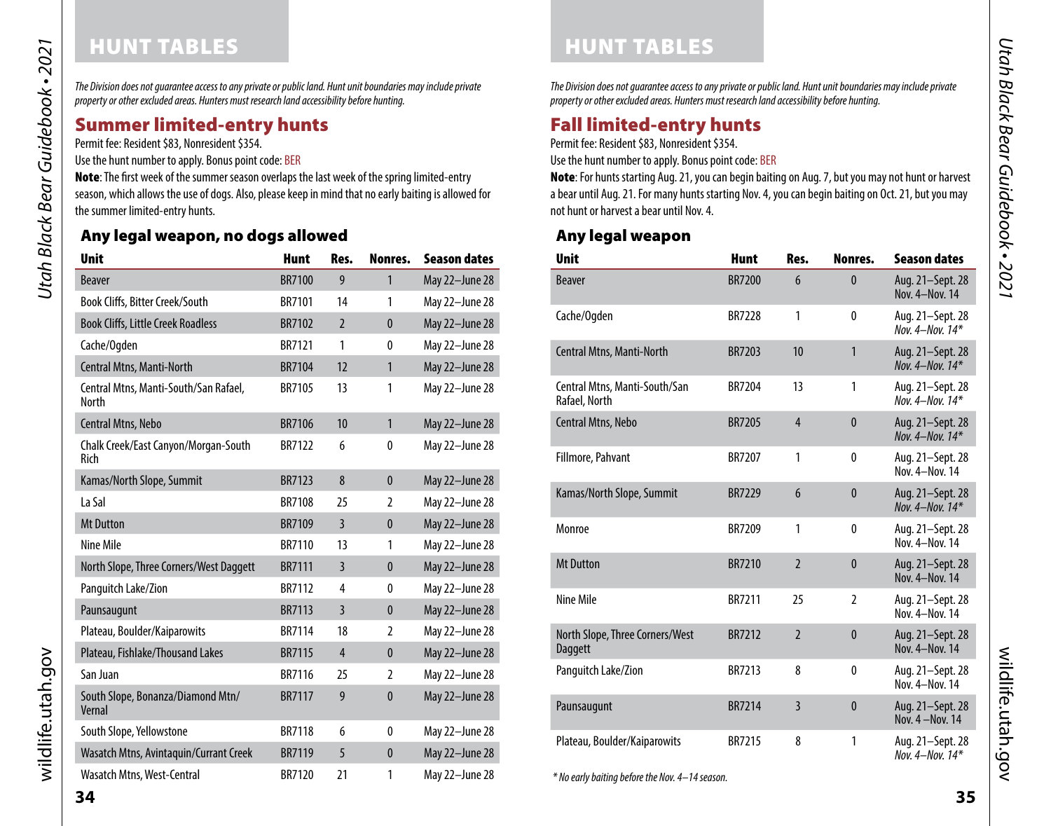# HUNT TABLES

*The Division does not guarantee access to any private or public land. Hunt unit boundaries may include private property or other excluded areas. Hunters must research land accessibility before hunting.*

## Summer limited-entry hunts

Permit fee: Resident $83, Nonresident $354.

Use the hunt number to apply. Bonus point code: BER

**Note**: The first week of the summer season overlaps the last week of the spring limited-entry season, which allows the use of dogs. Also, please keep in mind that no early baiting is allowed for the summer limited-entry hunts.

### Any legal weapon, no dogs allowed

| Unit | Hunt | Res. | Nonres. | Season dates |
|---|---|---|---|---|
| Beaver | BR7100 | 9 | 1 | May 22–June 28 |
| Book Cliffs, Bitter Creek/South | BR7101 | 14 | 1 | May 22–June 28 |
| Book Cliffs, Little Creek Roadless | BR7102 | 2 | 0 | May 22–June 28 |
| Cache/Ogden | BR7121 | 1 | 0 | May 22–June 28 |
| Central Mtns, Manti-North | BR7104 | 12 | 1 | May 22–June 28 |
| Central Mtns, Manti-South/San Rafael, North | BR7105 | 13 | 1 | May 22–June 28 |
| Central Mtns, Nebo | BR7106 | 10 | 1 | May 22–June 28 |
| Chalk Creek/East Canyon/Morgan-South Rich | BR7122 | 6 | 0 | May 22–June 28 |
| Kamas/North Slope, Summit | BR7123 | 8 | 0 | May 22–June 28 |
| La Sal | BR7108 | 25 | 2 | May 22–June 28 |
| Mt Dutton | BR7109 | 3 | 0 | May 22–June 28 |
| Nine Mile | BR7110 | 13 | 1 | May 22–June 28 |
| North Slope, Three Corners/West Daggett | BR7111 | 3 | 0 | May 22–June 28 |
| Panguitch Lake/Zion | BR7112 | 4 | 0 | May 22–June 28 |
| Paunsaugunt | BR7113 | 3 | 0 | May 22–June 28 |
| Plateau, Boulder/Kaiparowits | BR7114 | 18 | 2 | May 22–June 28 |
| Plateau, Fishlake/Thousand Lakes | BR7115 | 4 | 0 | May 22–June 28 |
| San Juan | BR7116 | 25 | 2 | May 22–June 28 |
| South Slope, Bonanza/Diamond Mtn/Vernal | BR7117 | 9 | 0 | May 22–June 28 |
| South Slope, Yellowstone | BR7118 | 6 | 0 | May 22–June 28 |
| Wasatch Mtns, Avintaquin/Currant Creek | BR7119 | 5 | 0 | May 22–June 28 |
| Wasatch Mtns, West-Central | BR7120 | 21 | 1 | May 22–June 28 |

# HUNT TABLES

*The Division does not guarantee access to any private or public land. Hunt unit boundaries may include private property or other excluded areas. Hunters must research land accessibility before hunting.*

## Fall limited-entry hunts

Permit fee: Resident $83, Nonresident $354.

Use the hunt number to apply. Bonus point code: BER

**Note**: For hunts starting Aug. 21, you can begin baiting on Aug. 7, but you may not hunt or harvest a bear until Aug. 21. For many hunts starting Nov. 4, you can begin baiting on Oct. 21, but you may not hunt or harvest a bear until Nov. 4.

### Any legal weapon

| Unit | Hunt | Res. | Nonres. | Season dates |
|---|---|---|---|---|
| Beaver | BR7200 | 6 | 0 | Aug. 21–Sept. 28<br>Nov. 4–Nov. 14 |
| Cache/Ogden | BR7228 | 1 | 0 | Aug. 21–Sept. 28<br>*Nov. 4–Nov. 14** |
| Central Mtns, Manti-North | BR7203 | 10 | 1 | Aug. 21–Sept. 28<br>*Nov. 4–Nov. 14** |
| Central Mtns, Manti-South/San Rafael, North | BR7204 | 13 | 1 | Aug. 21–Sept. 28<br>*Nov. 4–Nov. 14** |
| Central Mtns, Nebo | BR7205 | 4 | 0 | Aug. 21–Sept. 28<br>*Nov. 4–Nov. 14** |
| Fillmore, Pahvant | BR7207 | 1 | 0 | Aug. 21–Sept. 28<br>Nov. 4–Nov. 14 |
| Kamas/North Slope, Summit | BR7229 | 6 | 0 | Aug. 21–Sept. 28<br>*Nov. 4–Nov. 14** |
| Monroe | BR7209 | 1 | 0 | Aug. 21–Sept. 28<br>Nov. 4–Nov. 14 |
| Mt Dutton | BR7210 | 2 | 0 | Aug. 21–Sept. 28<br>Nov. 4–Nov. 14 |
| Nine Mile | BR7211 | 25 | 2 | Aug. 21–Sept. 28<br>Nov. 4–Nov. 14 |
| North Slope, Three Corners/West Daggett | BR7212 | 2 | 0 | Aug. 21–Sept. 28<br>Nov. 4–Nov. 14 |
| Panguitch Lake/Zion | BR7213 | 8 | 0 | Aug. 21–Sept. 28<br>Nov. 4–Nov. 14 |
| Paunsaugunt | BR7214 | 3 | 0 | Aug. 21–Sept. 28<br>Nov. 4 –Nov. 14 |
| Plateau, Boulder/Kaiparowits | BR7215 | 8 | 1 | Aug. 21–Sept. 28<br>*Nov. 4–Nov. 14** |

*\* No early baiting before the Nov. 4–14 season.*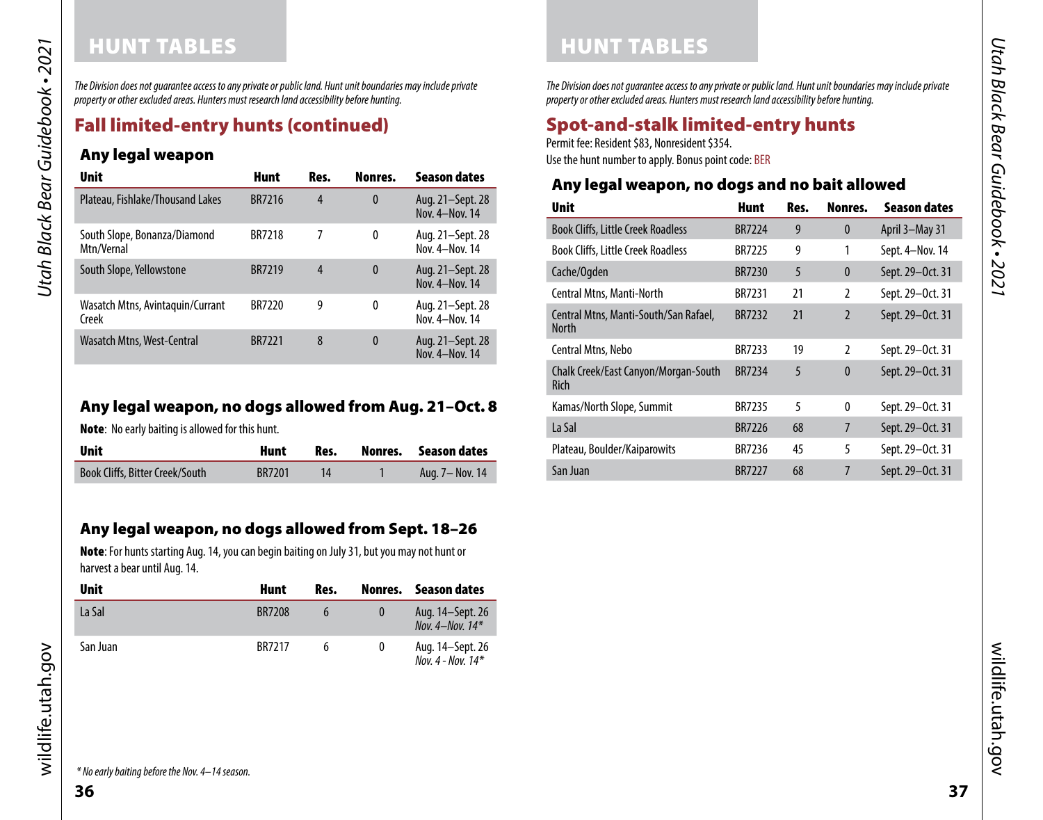# HUNT TABLES

*The Division does not guarantee access to any private or public land. Hunt unit boundaries may include private property or other excluded areas. Hunters must research land accessibility before hunting.*

## Fall limited-entry hunts (continued)

### Any legal weapon

| Unit | Hunt | Res. | Nonres. | Season dates |
|---|---|---|---|---|
| Plateau, Fishlake/Thousand Lakes | BR7216 | 4 | 0 | Aug. 21–Sept. 28<br>Nov. 4–Nov. 14 |
| South Slope, Bonanza/Diamond Mtn/Vernal | BR7218 | 7 | 0 | Aug. 21–Sept. 28<br>Nov. 4–Nov. 14 |
| South Slope, Yellowstone | BR7219 | 4 | 0 | Aug. 21–Sept. 28<br>Nov. 4–Nov. 14 |
| Wasatch Mtns, Avintaquin/Currant Creek | BR7220 | 9 | 0 | Aug. 21–Sept. 28<br>Nov. 4–Nov. 14 |
| Wasatch Mtns, West-Central | BR7221 | 8 | 0 | Aug. 21–Sept. 28<br>Nov. 4–Nov. 14 |

### Any legal weapon, no dogs allowed from Aug. 21–Oct. 8

**Note**: No early baiting is allowed for this hunt.

| Unit | Hunt | Res. | Nonres. | Season dates |
|---|---|---|---|---|
| Book Cliffs, Bitter Creek/South | BR7201 | 14 | 1 | Aug. 7– Nov. 14 |

### Any legal weapon, no dogs allowed from Sept. 18–26

**Note**: For hunts starting Aug. 14, you can begin baiting on July 31, but you may not hunt or harvest a bear until Aug. 14.

| Unit | Hunt | Res. | Nonres. | Season dates |
|---|---|---|---|---|
| La Sal | BR7208 | 6 | 0 | Aug. 14–Sept. 26<br>*Nov. 4–Nov. 14** |
| San Juan | BR7217 | 6 | 0 | Aug. 14–Sept. 26<br>*Nov. 4 - Nov. 14** |

*\* No early baiting before the Nov. 4–14 season.*

# HUNT TABLES

*The Division does not guarantee access to any private or public land. Hunt unit boundaries may include private property or other excluded areas. Hunters must research land accessibility before hunting.*

## Spot-and-stalk limited-entry hunts

Permit fee: Resident $83, Nonresident $354.
Use the hunt number to apply. Bonus point code: BER

### Any legal weapon, no dogs and no bait allowed

| Unit | Hunt | Res. | Nonres. | Season dates |
|---|---|---|---|---|
| Book Cliffs, Little Creek Roadless | BR7224 | 9 | 0 | April 3–May 31 |
| Book Cliffs, Little Creek Roadless | BR7225 | 9 | 1 | Sept. 4–Nov. 14 |
| Cache/Ogden | BR7230 | 5 | 0 | Sept. 29–Oct. 31 |
| Central Mtns, Manti-North | BR7231 | 21 | 2 | Sept. 29–Oct. 31 |
| Central Mtns, Manti-South/San Rafael, North | BR7232 | 21 | 2 | Sept. 29–Oct. 31 |
| Central Mtns, Nebo | BR7233 | 19 | 2 | Sept. 29–Oct. 31 |
| Chalk Creek/East Canyon/Morgan-South Rich | BR7234 | 5 | 0 | Sept. 29–Oct. 31 |
| Kamas/North Slope, Summit | BR7235 | 5 | 0 | Sept. 29–Oct. 31 |
| La Sal | BR7226 | 68 | 7 | Sept. 29–Oct. 31 |
| Plateau, Boulder/Kaiparowits | BR7236 | 45 | 5 | Sept. 29–Oct. 31 |
| San Juan | BR7227 | 68 | 7 | Sept. 29–Oct. 31 |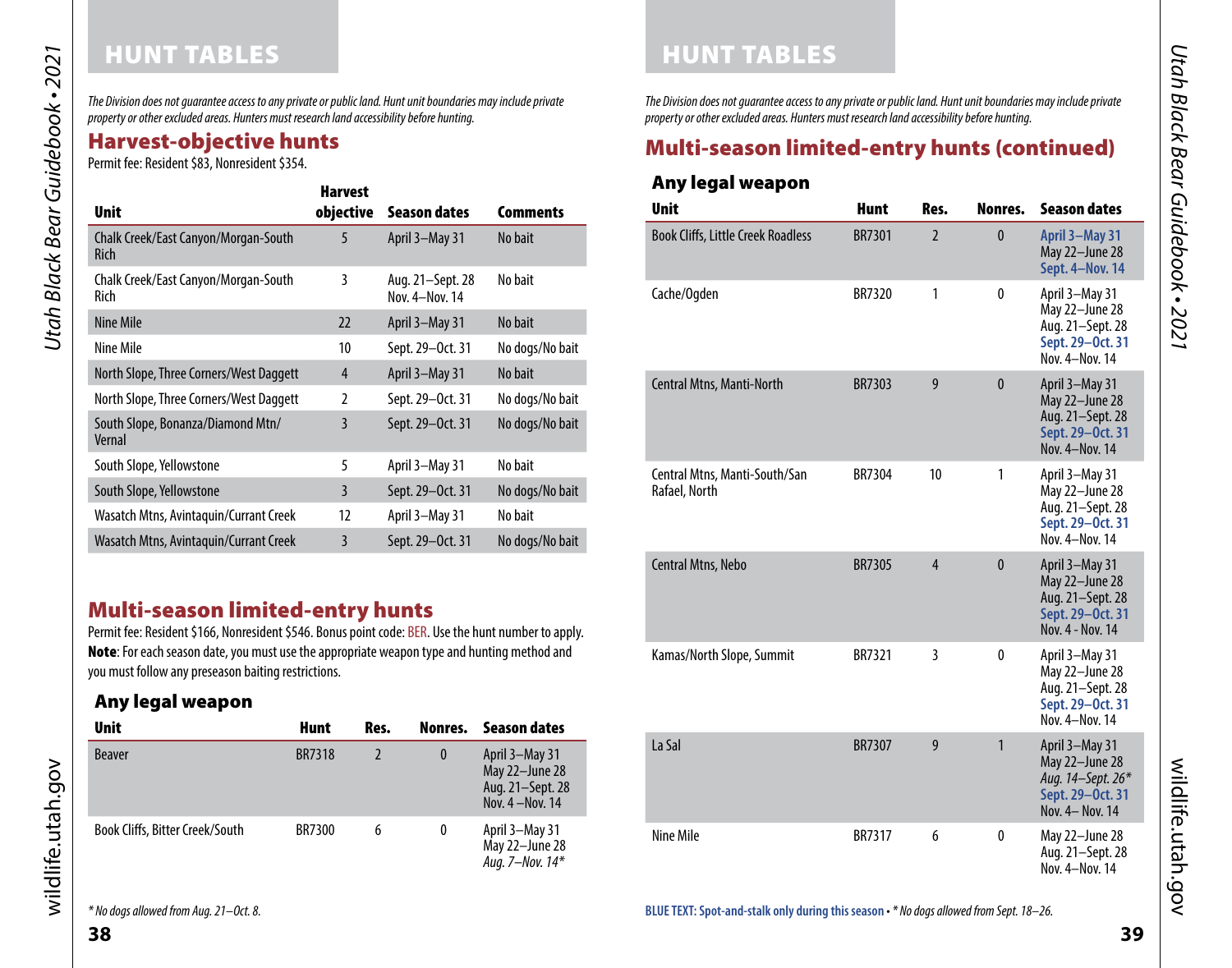# HUNT TABLES

*The Division does not guarantee access to any private or public land. Hunt unit boundaries may include private property or other excluded areas. Hunters must research land accessibility before hunting.*

## Harvest-objective hunts

Permit fee: Resident $83, Nonresident $354.

| Unit | Harvest objective | Season dates | Comments |
|---|---|---|---|
| Chalk Creek/East Canyon/Morgan-South Rich | 5 | April 3–May 31 | No bait |
| Chalk Creek/East Canyon/Morgan-South Rich | 3 | Aug. 21–Sept. 28<br>Nov. 4–Nov. 14 | No bait |
| Nine Mile | 22 | April 3–May 31 | No bait |
| Nine Mile | 10 | Sept. 29–Oct. 31 | No dogs/No bait |
| North Slope, Three Corners/West Daggett | 4 | April 3–May 31 | No bait |
| North Slope, Three Corners/West Daggett | 2 | Sept. 29–Oct. 31 | No dogs/No bait |
| South Slope, Bonanza/Diamond Mtn/Vernal | 3 | Sept. 29–Oct. 31 | No dogs/No bait |
| South Slope, Yellowstone | 5 | April 3–May 31 | No bait |
| South Slope, Yellowstone | 3 | Sept. 29–Oct. 31 | No dogs/No bait |
| Wasatch Mtns, Avintaquin/Currant Creek | 12 | April 3–May 31 | No bait |
| Wasatch Mtns, Avintaquin/Currant Creek | 3 | Sept. 29–Oct. 31 | No dogs/No bait |

## Multi-season limited-entry hunts

Permit fee: Resident $166, Nonresident $546. Bonus point code: BER. Use the hunt number to apply.
**Note**: For each season date, you must use the appropriate weapon type and hunting method and you must follow any preseason baiting restrictions.

### Any legal weapon

| Unit | Hunt | Res. | Nonres. | Season dates |
|---|---|---|---|---|
| Beaver | BR7318 | 2 | 0 | April 3–May 31<br>May 22–June 28<br>Aug. 21–Sept. 28<br>Nov. 4 –Nov. 14 |
| Book Cliffs, Bitter Creek/South | BR7300 | 6 | 0 | April 3–May 31<br>May 22–June 28<br>*Aug. 7–Nov. 14** |

*\* No dogs allowed from Aug. 21–Oct. 8.*

## Multi-season limited-entry hunts (continued)

### Any legal weapon

| Unit | Hunt | Res. | Nonres. | Season dates |
|---|---|---|---|---|
| Book Cliffs, Little Creek Roadless | BR7301 | 2 | 0 | **April 3–May 31**<br>May 22–June 28<br>**Sept. 4–Nov. 14** |
| Cache/Ogden | BR7320 | 1 | 0 | April 3–May 31<br>May 22–June 28<br>Aug. 21–Sept. 28<br>**Sept. 29–Oct. 31**<br>Nov. 4–Nov. 14 |
| Central Mtns, Manti-North | BR7303 | 9 | 0 | April 3–May 31<br>May 22–June 28<br>Aug. 21–Sept. 28<br>**Sept. 29–Oct. 31**<br>Nov. 4–Nov. 14 |
| Central Mtns, Manti-South/San Rafael, North | BR7304 | 10 | 1 | April 3–May 31<br>May 22–June 28<br>Aug. 21–Sept. 28<br>**Sept. 29–Oct. 31**<br>Nov. 4–Nov. 14 |
| Central Mtns, Nebo | BR7305 | 4 | 0 | April 3–May 31<br>May 22–June 28<br>Aug. 21–Sept. 28<br>**Sept. 29–Oct. 31**<br>Nov. 4 - Nov. 14 |
| Kamas/North Slope, Summit | BR7321 | 3 | 0 | April 3–May 31<br>May 22–June 28<br>Aug. 21–Sept. 28<br>**Sept. 29–Oct. 31**<br>Nov. 4–Nov. 14 |
| La Sal | BR7307 | 9 | 1 | April 3–May 31<br>May 22–June 28<br>*Aug. 14–Sept. 26**<br>**Sept. 29–Oct. 31**<br>Nov. 4– Nov. 14 |
| Nine Mile | BR7317 | 6 | 0 | May 22–June 28<br>Aug. 21–Sept. 28<br>Nov. 4–Nov. 14 |

**BLUE TEXT: Spot-and-stalk only during this season** • *\* No dogs allowed from Sept. 18–26.*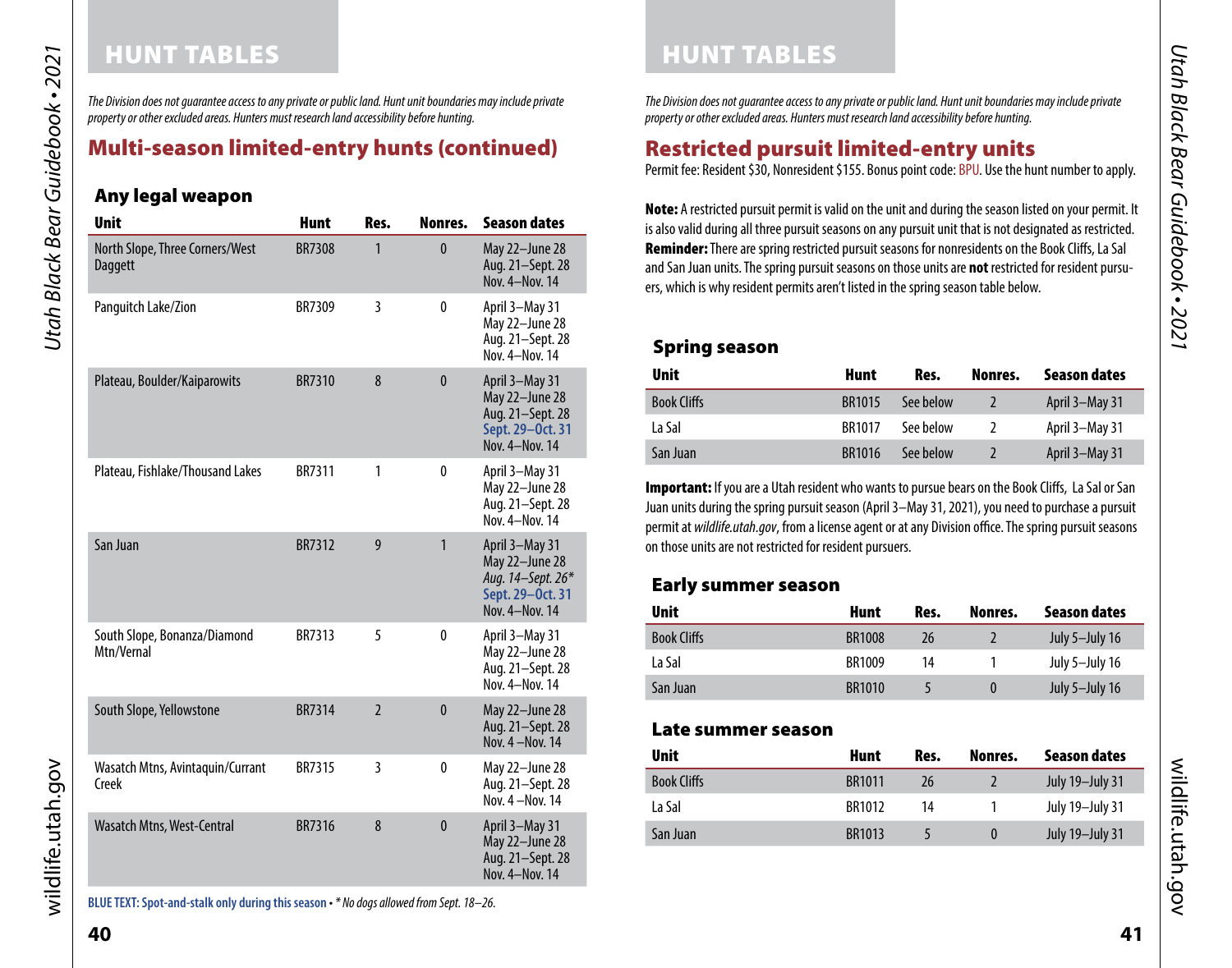# HUNT TABLES

*The Division does not guarantee access to any private or public land. Hunt unit boundaries may include private property or other excluded areas. Hunters must research land accessibility before hunting.*

## Multi-season limited-entry hunts (continued)

### Any legal weapon

| Unit | Hunt | Res. | Nonres. | Season dates |
|---|---|---|---|---|
| North Slope, Three Corners/West Daggett | BR7308 | 1 | 0 | May 22–June 28<br>Aug. 21–Sept. 28<br>Nov. 4–Nov. 14 |
| Panguitch Lake/Zion | BR7309 | 3 | 0 | April 3–May 31<br>May 22–June 28<br>Aug. 21–Sept. 28<br>Nov. 4–Nov. 14 |
| Plateau, Boulder/Kaiparowits | BR7310 | 8 | 0 | April 3–May 31<br>May 22–June 28<br>Aug. 21–Sept. 28<br>**Sept. 29–Oct. 31**<br>Nov. 4–Nov. 14 |
| Plateau, Fishlake/Thousand Lakes | BR7311 | 1 | 0 | April 3–May 31<br>May 22–June 28<br>Aug. 21–Sept. 28<br>Nov. 4–Nov. 14 |
| San Juan | BR7312 | 9 | 1 | April 3–May 31<br>May 22–June 28<br>*Aug. 14–Sept. 26**<br>**Sept. 29–Oct. 31**<br>Nov. 4–Nov. 14 |
| South Slope, Bonanza/Diamond Mtn/Vernal | BR7313 | 5 | 0 | April 3–May 31<br>May 22–June 28<br>Aug. 21–Sept. 28<br>Nov. 4–Nov. 14 |
| South Slope, Yellowstone | BR7314 | 2 | 0 | May 22–June 28<br>Aug. 21–Sept. 28<br>Nov. 4 –Nov. 14 |
| Wasatch Mtns, Avintaquin/Currant Creek | BR7315 | 3 | 0 | May 22–June 28<br>Aug. 21–Sept. 28<br>Nov. 4 –Nov. 14 |
| Wasatch Mtns, West-Central | BR7316 | 8 | 0 | April 3–May 31<br>May 22–June 28<br>Aug. 21–Sept. 28<br>Nov. 4–Nov. 14 |

**BLUE TEXT: Spot-and-stalk only during this season** • *\* No dogs allowed from Sept. 18–26.*

# HUNT TABLES

*The Division does not guarantee access to any private or public land. Hunt unit boundaries may include private property or other excluded areas. Hunters must research land accessibility before hunting.*

## Restricted pursuit limited-entry units

Permit fee: Resident $30, Nonresident $155. Bonus point code: BPU. Use the hunt number to apply.

**Note:** A restricted pursuit permit is valid on the unit and during the season listed on your permit. It is also valid during all three pursuit seasons on any pursuit unit that is not designated as restricted.
**Reminder:** There are spring restricted pursuit seasons for nonresidents on the Book Cliffs, La Sal and San Juan units. The spring pursuit seasons on those units are **not** restricted for resident pursuers, which is why resident permits aren't listed in the spring season table below.

### Spring season

| Unit | Hunt | Res. | Nonres. | Season dates |
|---|---|---|---|---|
| Book Cliffs | BR1015 | See below | 2 | April 3–May 31 |
| La Sal | BR1017 | See below | 2 | April 3–May 31 |
| San Juan | BR1016 | See below | 2 | April 3–May 31 |

**Important:** If you are a Utah resident who wants to pursue bears on the Book Cliffs, La Sal or San Juan units during the spring pursuit season (April 3–May 31, 2021), you need to purchase a pursuit permit at *wildlife.utah.gov*, from a license agent or at any Division office. The spring pursuit seasons on those units are not restricted for resident pursuers.

### Early summer season

| Unit | Hunt | Res. | Nonres. | Season dates |
|---|---|---|---|---|
| Book Cliffs | BR1008 | 26 | 2 | July 5–July 16 |
| La Sal | BR1009 | 14 | 1 | July 5–July 16 |
| San Juan | BR1010 | 5 | 0 | July 5–July 16 |

### Late summer season

| Unit | Hunt | Res. | Nonres. | Season dates |
|---|---|---|---|---|
| Book Cliffs | BR1011 | 26 | 2 | July 19–July 31 |
| La Sal | BR1012 | 14 | 1 | July 19–July 31 |
| San Juan | BR1013 | 5 | 0 | July 19–July 31 |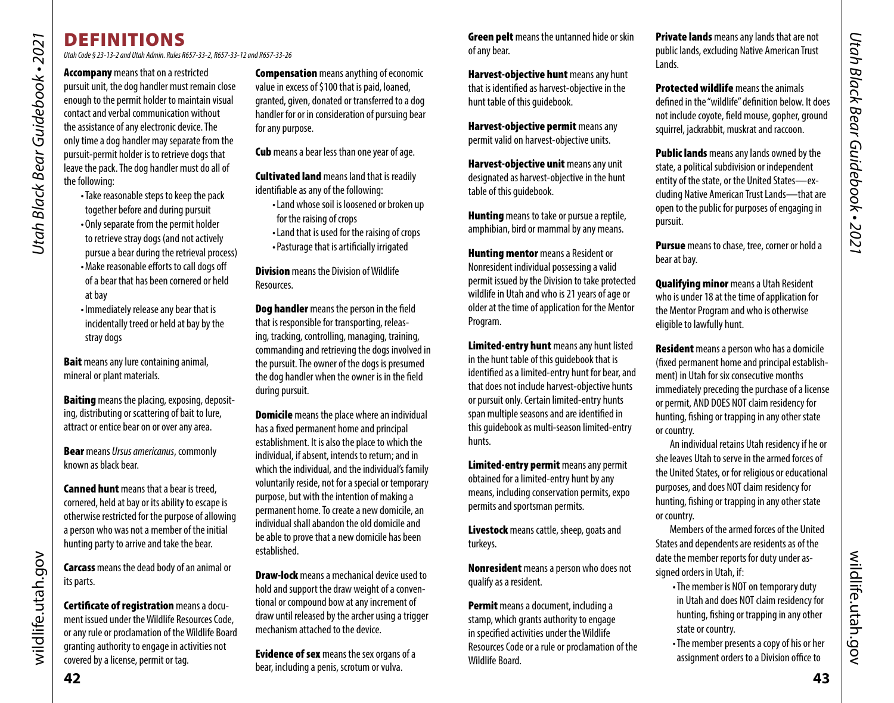# DEFINITIONS

*Utah Code § 23-13-2 and Utah Admin. Rules R657-33-2, R657-33-12 and R657-33-26*

**Accompany** means that on a restricted pursuit unit, the dog handler must remain close enough to the permit holder to maintain visual contact and verbal communication without the assistance of any electronic device. The only time a dog handler may separate from the pursuit-permit holder is to retrieve dogs that leave the pack. The dog handler must do all of the following:

- Take reasonable steps to keep the pack together before and during pursuit
- Only separate from the permit holder to retrieve stray dogs (and not actively pursue a bear during the retrieval process)
- Make reasonable efforts to call dogs off of a bear that has been cornered or held at bay
- Immediately release any bear that is incidentally treed or held at bay by the stray dogs

**Bait** means any lure containing animal, mineral or plant materials.

**Baiting** means the placing, exposing, depositing, distributing or scattering of bait to lure, attract or entice bear on or over any area.

**Bear** means *Ursus americanus*, commonly known as black bear.

**Canned hunt** means that a bear is treed, cornered, held at bay or its ability to escape is otherwise restricted for the purpose of allowing a person who was not a member of the initial hunting party to arrive and take the bear.

**Carcass** means the dead body of an animal or its parts.

**Certificate of registration** means a document issued under the Wildlife Resources Code, or any rule or proclamation of the Wildlife Board granting authority to engage in activities not covered by a license, permit or tag.

**Compensation** means anything of economic value in excess of $100 that is paid, loaned, granted, given, donated or transferred to a dog handler for or in consideration of pursuing bear for any purpose.

**Cub** means a bear less than one year of age.

**Cultivated land** means land that is readily identifiable as any of the following:

- Land whose soil is loosened or broken up for the raising of crops
- Land that is used for the raising of crops
- Pasturage that is artificially irrigated

**Division** means the Division of Wildlife Resources.

**Dog handler** means the person in the field that is responsible for transporting, releasing, tracking, controlling, managing, training, commanding and retrieving the dogs involved in the pursuit. The owner of the dogs is presumed the dog handler when the owner is in the field during pursuit.

**Domicile** means the place where an individual has a fixed permanent home and principal establishment. It is also the place to which the individual, if absent, intends to return; and in which the individual, and the individual's family voluntarily reside, not for a special or temporary purpose, but with the intention of making a permanent home. To create a new domicile, an individual shall abandon the old domicile and be able to prove that a new domicile has been established.

**Draw-lock** means a mechanical device used to hold and support the draw weight of a conventional or compound bow at any increment of draw until released by the archer using a trigger mechanism attached to the device.

**Evidence of sex** means the sex organs of a bear, including a penis, scrotum or vulva.

**Green pelt** means the untanned hide or skin of any bear.

**Harvest-objective hunt** means any hunt that is identified as harvest-objective in the hunt table of this guidebook.

**Harvest-objective permit** means any permit valid on harvest-objective units.

**Harvest-objective unit** means any unit designated as harvest-objective in the hunt table of this guidebook.

**Hunting** means to take or pursue a reptile, amphibian, bird or mammal by any means.

**Hunting mentor** means a Resident or Nonresident individual possessing a valid permit issued by the Division to take protected wildlife in Utah and who is 21 years of age or older at the time of application for the Mentor Program.

**Limited-entry hunt** means any hunt listed in the hunt table of this guidebook that is identified as a limited-entry hunt for bear, and that does not include harvest-objective hunts or pursuit only. Certain limited-entry hunts span multiple seasons and are identified in this guidebook as multi-season limited-entry hunts.

**Limited-entry permit** means any permit obtained for a limited-entry hunt by any means, including conservation permits, expo permits and sportsman permits.

**Livestock** means cattle, sheep, goats and turkeys.

**Nonresident** means a person who does not qualify as a resident.

**Permit** means a document, including a stamp, which grants authority to engage in specified activities under the Wildlife Resources Code or a rule or proclamation of the Wildlife Board.

**Private lands** means any lands that are not public lands, excluding Native American Trust Lands.

**Protected wildlife** means the animals defined in the "wildlife" definition below. It does not include coyote, field mouse, gopher, ground squirrel, jackrabbit, muskrat and raccoon.

**Public lands** means any lands owned by the state, a political subdivision or independent entity of the state, or the United States—excluding Native American Trust Lands—that are open to the public for purposes of engaging in pursuit.

**Pursue** means to chase, tree, corner or hold a bear at bay.

**Qualifying minor** means a Utah Resident who is under 18 at the time of application for the Mentor Program and who is otherwise eligible to lawfully hunt.

**Resident** means a person who has a domicile (fixed permanent home and principal establishment) in Utah for six consecutive months immediately preceding the purchase of a license or permit, AND DOES NOT claim residency for hunting, fishing or trapping in any other state or country.

An individual retains Utah residency if he or she leaves Utah to serve in the armed forces of the United States, or for religious or educational purposes, and does NOT claim residency for hunting, fishing or trapping in any other state or country.

Members of the armed forces of the United States and dependents are residents as of the date the member reports for duty under assigned orders in Utah, if:

- The member is NOT on temporary duty in Utah and does NOT claim residency for hunting, fishing or trapping in any other state or country.
- The member presents a copy of his or her assignment orders to a Division office to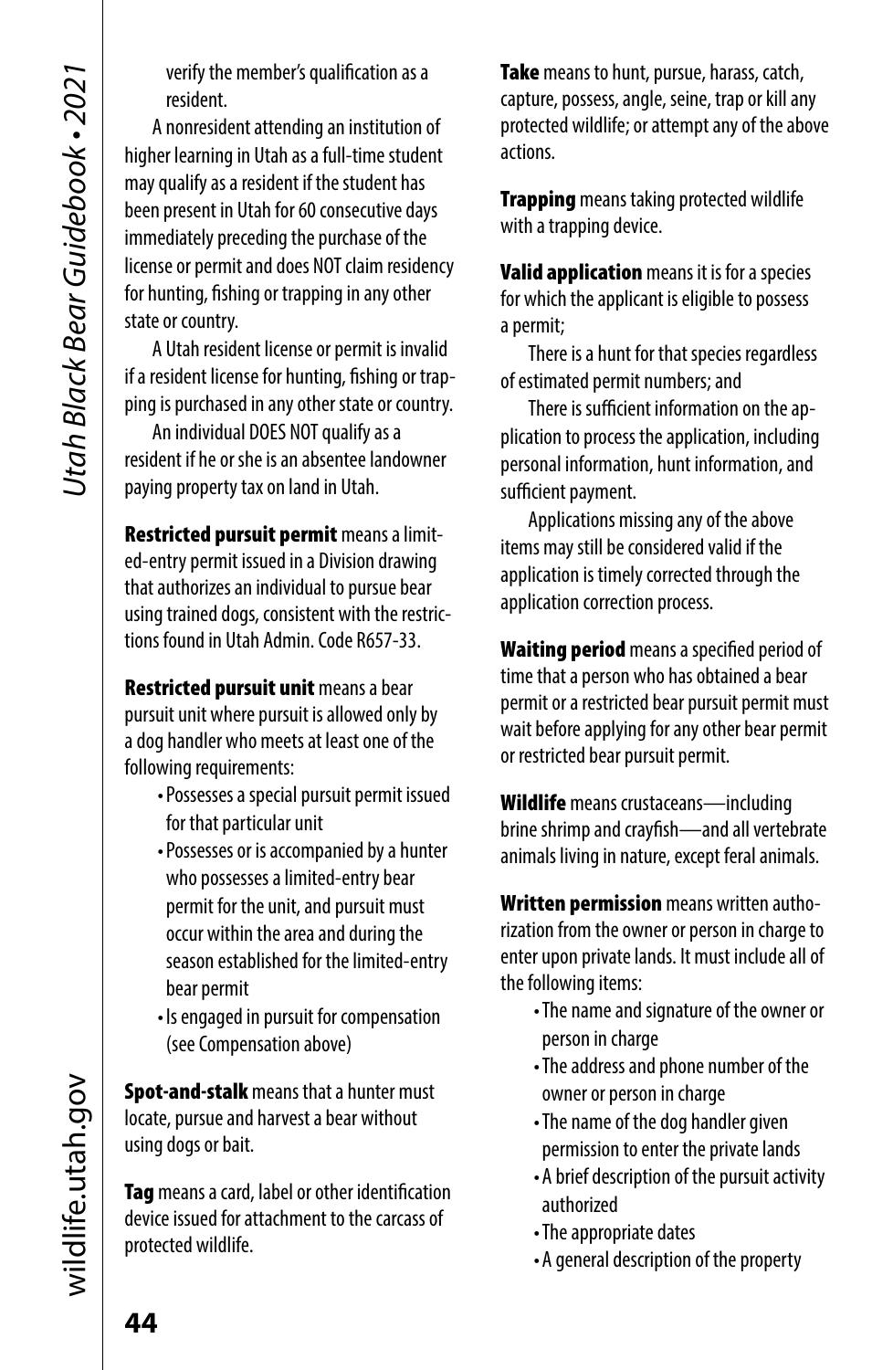verify the member's qualification as a resident.

A nonresident attending an institution of higher learning in Utah as a full-time student may qualify as a resident if the student has been present in Utah for 60 consecutive days immediately preceding the purchase of the license or permit and does NOT claim residency for hunting, fishing or trapping in any other state or country.

A Utah resident license or permit is invalid if a resident license for hunting, fishing or trapping is purchased in any other state or country.

An individual DOES NOT qualify as a resident if he or she is an absentee landowner paying property tax on land in Utah.

**Restricted pursuit permit** means a limited-entry permit issued in a Division drawing that authorizes an individual to pursue bear using trained dogs, consistent with the restrictions found in Utah Admin. Code R657-33.

**Restricted pursuit unit** means a bear pursuit unit where pursuit is allowed only by a dog handler who meets at least one of the following requirements:

- Possesses a special pursuit permit issued for that particular unit
- Possesses or is accompanied by a hunter who possesses a limited-entry bear permit for the unit, and pursuit must occur within the area and during the season established for the limited-entry bear permit
- Is engaged in pursuit for compensation (see Compensation above)

**Spot-and-stalk** means that a hunter must locate, pursue and harvest a bear without using dogs or bait.

**Tag** means a card, label or other identification device issued for attachment to the carcass of protected wildlife.

**Take** means to hunt, pursue, harass, catch, capture, possess, angle, seine, trap or kill any protected wildlife; or attempt any of the above actions.

**Trapping** means taking protected wildlife with a trapping device.

**Valid application** means it is for a species for which the applicant is eligible to possess a permit;

There is a hunt for that species regardless of estimated permit numbers; and

There is sufficient information on the application to process the application, including personal information, hunt information, and sufficient payment.

Applications missing any of the above items may still be considered valid if the application is timely corrected through the application correction process.

**Waiting period** means a specified period of time that a person who has obtained a bear permit or a restricted bear pursuit permit must wait before applying for any other bear permit or restricted bear pursuit permit.

**Wildlife** means crustaceans—including brine shrimp and crayfish—and all vertebrate animals living in nature, except feral animals.

**Written permission** means written authorization from the owner or person in charge to enter upon private lands. It must include all of the following items:

- The name and signature of the owner or person in charge
- The address and phone number of the owner or person in charge
- The name of the dog handler given permission to enter the private lands
- A brief description of the pursuit activity authorized
- The appropriate dates
- A general description of the property